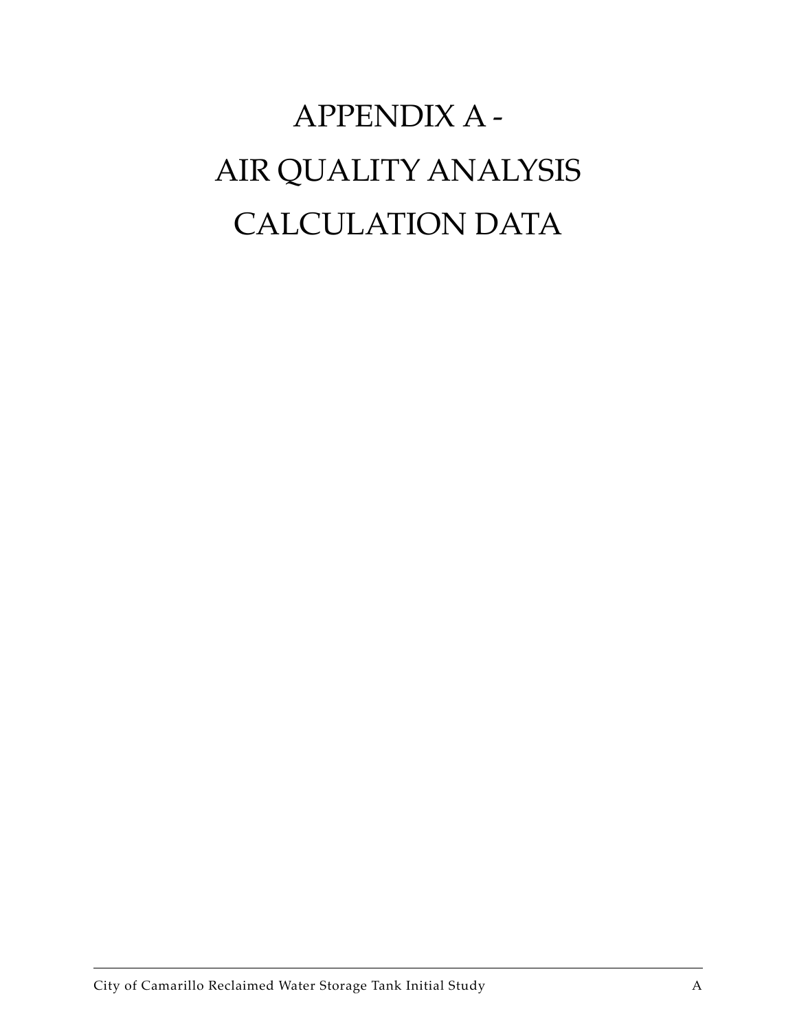# APPENDIX A -
# AIR QUALITY ANALYSIS
# CALCULATION DATA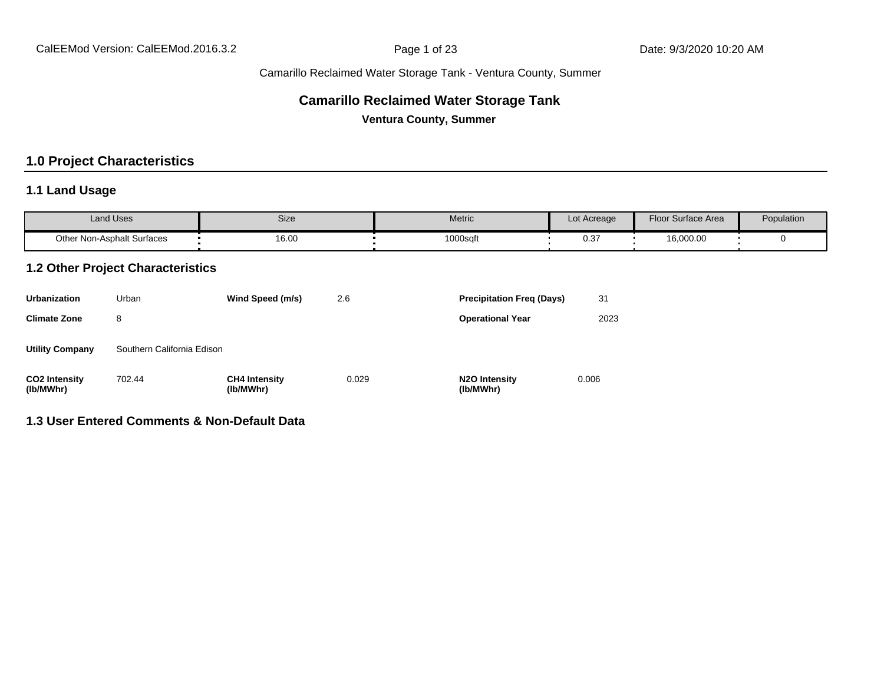Camarillo Reclaimed Water Storage Tank - Ventura County, Summer

# Camarillo Reclaimed Water Storage Tank

**Ventura County, Summer**

## 1.0 Project Characteristics

### 1.1 Land Usage

| Land Uses | Size | Metric | Lot Acreage | Floor Surface Area | Population |
|---|---|---|---|---|---|
| Other Non-Asphalt Surfaces | 16.00 | 1000sqft | 0.37 | 16,000.00 | 0 |

### 1.2 Other Project Characteristics

| | | | | | |
|---|---|---|---|---|---|
| **Urbanization** | Urban | **Wind Speed (m/s)** | 2.6 | **Precipitation Freq (Days)** | 31 |
| **Climate Zone** | 8 | | | **Operational Year** | 2023 |
| **Utility Company** | Southern California Edison | | | | |
| **CO2 Intensity (lb/MWhr)** | 702.44 | **CH4 Intensity (lb/MWhr)** | 0.029 | **N2O Intensity (lb/MWhr)** | 0.006 |

### 1.3 User Entered Comments & Non-Default Data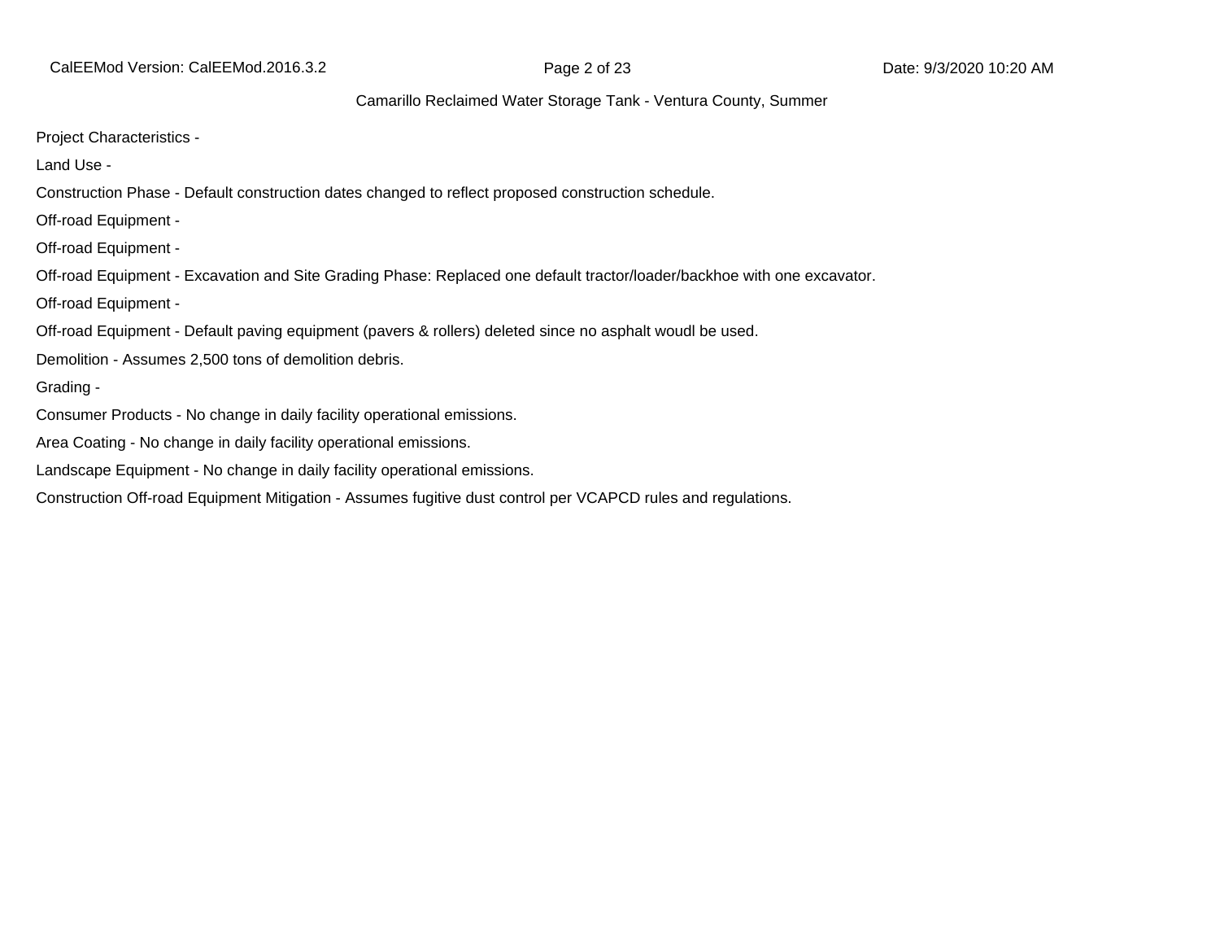Project Characteristics -

Land Use -

Construction Phase - Default construction dates changed to reflect proposed construction schedule.

Off-road Equipment -

Off-road Equipment -

Off-road Equipment - Excavation and Site Grading Phase: Replaced one default tractor/loader/backhoe with one excavator.

Off-road Equipment -

Off-road Equipment - Default paving equipment (pavers & rollers) deleted since no asphalt woudl be used.

Demolition - Assumes 2,500 tons of demolition debris.

Grading -

Consumer Products - No change in daily facility operational emissions.

Area Coating - No change in daily facility operational emissions.

Landscape Equipment - No change in daily facility operational emissions.

Construction Off-road Equipment Mitigation - Assumes fugitive dust control per VCAPCD rules and regulations.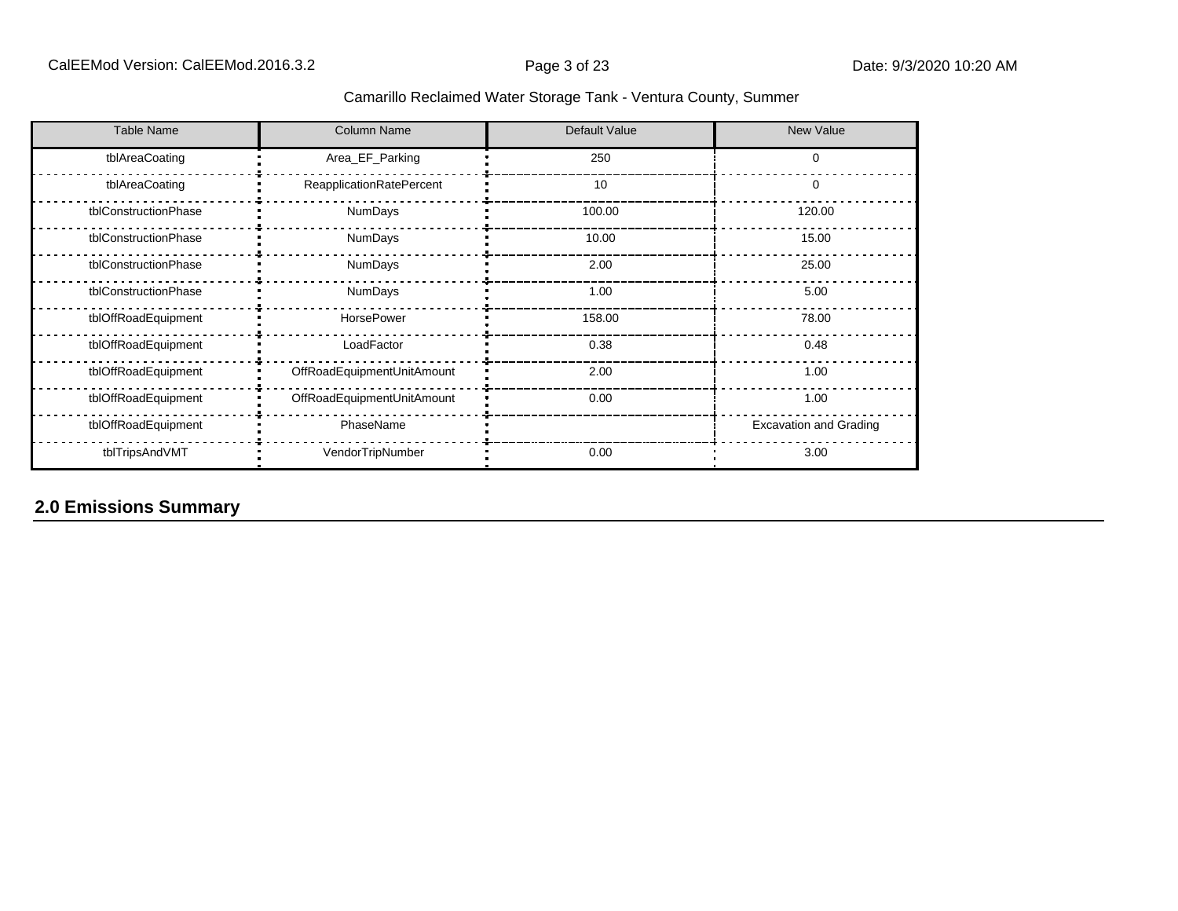| Table Name | Column Name | Default Value | New Value |
| --- | --- | --- | --- |
| tblAreaCoating | Area_EF_Parking | 250 | 0 |
| tblAreaCoating | ReapplicationRatePercent | 10 | 0 |
| tblConstructionPhase | NumDays | 100.00 | 120.00 |
| tblConstructionPhase | NumDays | 10.00 | 15.00 |
| tblConstructionPhase | NumDays | 2.00 | 25.00 |
| tblConstructionPhase | NumDays | 1.00 | 5.00 |
| tblOffRoadEquipment | HorsePower | 158.00 | 78.00 |
| tblOffRoadEquipment | LoadFactor | 0.38 | 0.48 |
| tblOffRoadEquipment | OffRoadEquipmentUnitAmount | 2.00 | 1.00 |
| tblOffRoadEquipment | OffRoadEquipmentUnitAmount | 0.00 | 1.00 |
| tblOffRoadEquipment | PhaseName | | Excavation and Grading |
| tblTripsAndVMT | VendorTripNumber | 0.00 | 3.00 |

## 2.0 Emissions Summary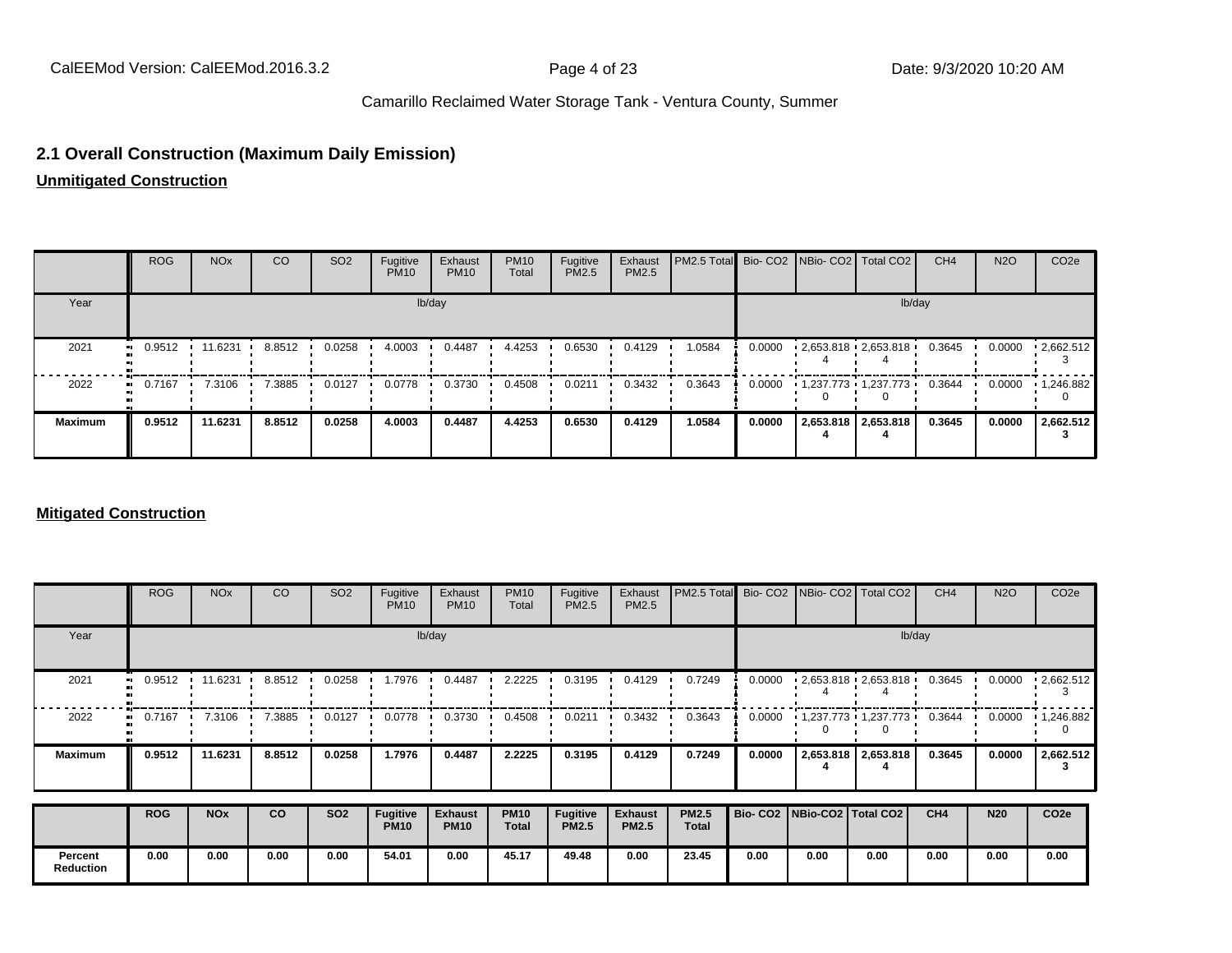## 2.1 Overall Construction (Maximum Daily Emission)

**Unmitigated Construction**

| | ROG | NOx | CO | SO2 | Fugitive PM10 | Exhaust PM10 | PM10 Total | Fugitive PM2.5 | Exhaust PM2.5 | PM2.5 Total | Bio- CO2 | NBio- CO2 | Total CO2 | CH4 | N2O | CO2e |
|---|---|---|---|---|---|---|---|---|---|---|---|---|---|---|---|---|
| Year | lb/day | | | | | | | | | | lb/day | | | | | |
| 2021 | 0.9512 | 11.6231 | 8.8512 | 0.0258 | 4.0003 | 0.4487 | 4.4253 | 0.6530 | 0.4129 | 1.0584 | 0.0000 | 2,653.8184 | 2,653.8184 | 0.3645 | 0.0000 | 2,662.5123 |
| 2022 | 0.7167 | 7.3106 | 7.3885 | 0.0127 | 0.0778 | 0.3730 | 0.4508 | 0.0211 | 0.3432 | 0.3643 | 0.0000 | 1,237.7730 | 1,237.7730 | 0.3644 | 0.0000 | 1,246.8820 |
| **Maximum** | **0.9512** | **11.6231** | **8.8512** | **0.0258** | **4.0003** | **0.4487** | **4.4253** | **0.6530** | **0.4129** | **1.0584** | **0.0000** | **2,653.8184** | **2,653.8184** | **0.3645** | **0.0000** | **2,662.5123** |

**Mitigated Construction**

| | ROG | NOx | CO | SO2 | Fugitive PM10 | Exhaust PM10 | PM10 Total | Fugitive PM2.5 | Exhaust PM2.5 | PM2.5 Total | Bio- CO2 | NBio- CO2 | Total CO2 | CH4 | N2O | CO2e |
|---|---|---|---|---|---|---|---|---|---|---|---|---|---|---|---|---|
| Year | lb/day | | | | | | | | | | lb/day | | | | | |
| 2021 | 0.9512 | 11.6231 | 8.8512 | 0.0258 | 1.7976 | 0.4487 | 2.2225 | 0.3195 | 0.4129 | 0.7249 | 0.0000 | 2,653.8184 | 2,653.8184 | 0.3645 | 0.0000 | 2,662.5123 |
| 2022 | 0.7167 | 7.3106 | 7.3885 | 0.0127 | 0.0778 | 0.3730 | 0.4508 | 0.0211 | 0.3432 | 0.3643 | 0.0000 | 1,237.7730 | 1,237.7730 | 0.3644 | 0.0000 | 1,246.8820 |
| **Maximum** | **0.9512** | **11.6231** | **8.8512** | **0.0258** | **1.7976** | **0.4487** | **2.2225** | **0.3195** | **0.4129** | **0.7249** | **0.0000** | **2,653.8184** | **2,653.8184** | **0.3645** | **0.0000** | **2,662.5123** |

| | ROG | NOx | CO | SO2 | Fugitive PM10 | Exhaust PM10 | PM10 Total | Fugitive PM2.5 | Exhaust PM2.5 | PM2.5 Total | Bio- CO2 | NBio-CO2 | Total CO2 | CH4 | N20 | CO2e |
|---|---|---|---|---|---|---|---|---|---|---|---|---|---|---|---|---|
| **Percent Reduction** | **0.00** | **0.00** | **0.00** | **0.00** | **54.01** | **0.00** | **45.17** | **49.48** | **0.00** | **23.45** | **0.00** | **0.00** | **0.00** | **0.00** | **0.00** | **0.00** |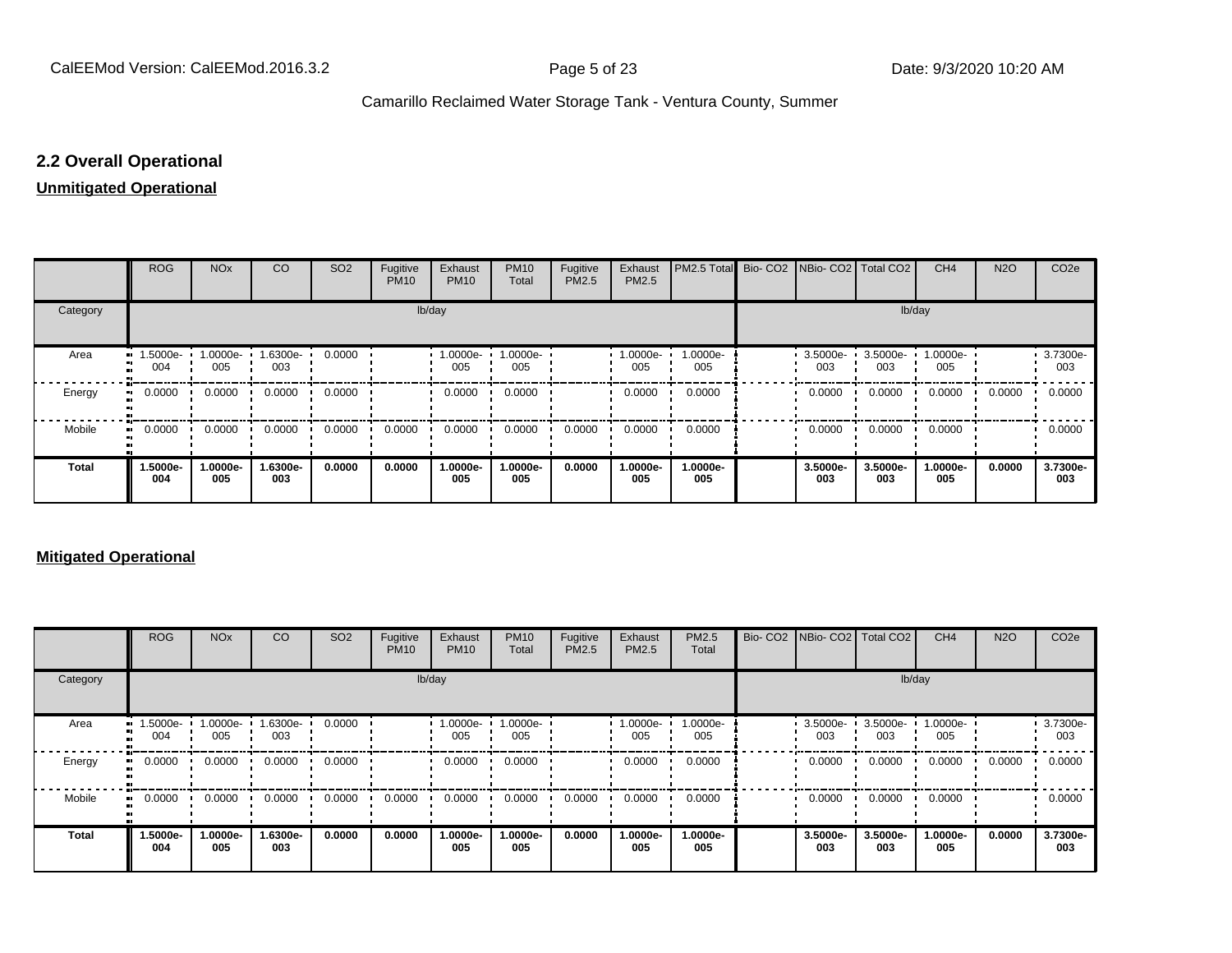## 2.2 Overall Operational

**Unmitigated Operational**

| | ROG | NOx | CO | SO2 | Fugitive PM10 | Exhaust PM10 | PM10 Total | Fugitive PM2.5 | Exhaust PM2.5 | PM2.5 Total | Bio- CO2 | NBio- CO2 | Total CO2 | CH4 | N2O | CO2e |
|---|---|---|---|---|---|---|---|---|---|---|---|---|---|---|---|---|
| Category | lb/day | | | | | | | | | | lb/day | | | | | |
| Area | 1.5000e-004 | 1.0000e-005 | 1.6300e-003 | 0.0000 | | 1.0000e-005 | 1.0000e-005 | | 1.0000e-005 | 1.0000e-005 | | 3.5000e-003 | 3.5000e-003 | 1.0000e-005 | | 3.7300e-003 |
| Energy | 0.0000 | 0.0000 | 0.0000 | 0.0000 | | 0.0000 | 0.0000 | | 0.0000 | 0.0000 | | 0.0000 | 0.0000 | 0.0000 | 0.0000 | 0.0000 |
| Mobile | 0.0000 | 0.0000 | 0.0000 | 0.0000 | 0.0000 | 0.0000 | 0.0000 | 0.0000 | 0.0000 | 0.0000 | | 0.0000 | 0.0000 | 0.0000 | | 0.0000 |
| **Total** | **1.5000e-004** | **1.0000e-005** | **1.6300e-003** | **0.0000** | **0.0000** | **1.0000e-005** | **1.0000e-005** | **0.0000** | **1.0000e-005** | **1.0000e-005** | | **3.5000e-003** | **3.5000e-003** | **1.0000e-005** | **0.0000** | **3.7300e-003** |

**Mitigated Operational**

| | ROG | NOx | CO | SO2 | Fugitive PM10 | Exhaust PM10 | PM10 Total | Fugitive PM2.5 | Exhaust PM2.5 | PM2.5 Total | Bio- CO2 | NBio- CO2 | Total CO2 | CH4 | N2O | CO2e |
|---|---|---|---|---|---|---|---|---|---|---|---|---|---|---|---|---|
| Category | lb/day | | | | | | | | | | lb/day | | | | | |
| Area | 1.5000e-004 | 1.0000e-005 | 1.6300e-003 | 0.0000 | | 1.0000e-005 | 1.0000e-005 | | 1.0000e-005 | 1.0000e-005 | | 3.5000e-003 | 3.5000e-003 | 1.0000e-005 | | 3.7300e-003 |
| Energy | 0.0000 | 0.0000 | 0.0000 | 0.0000 | | 0.0000 | 0.0000 | | 0.0000 | 0.0000 | | 0.0000 | 0.0000 | 0.0000 | 0.0000 | 0.0000 |
| Mobile | 0.0000 | 0.0000 | 0.0000 | 0.0000 | 0.0000 | 0.0000 | 0.0000 | 0.0000 | 0.0000 | 0.0000 | | 0.0000 | 0.0000 | 0.0000 | | 0.0000 |
| **Total** | **1.5000e-004** | **1.0000e-005** | **1.6300e-003** | **0.0000** | **0.0000** | **1.0000e-005** | **1.0000e-005** | **0.0000** | **1.0000e-005** | **1.0000e-005** | | **3.5000e-003** | **3.5000e-003** | **1.0000e-005** | **0.0000** | **3.7300e-003** |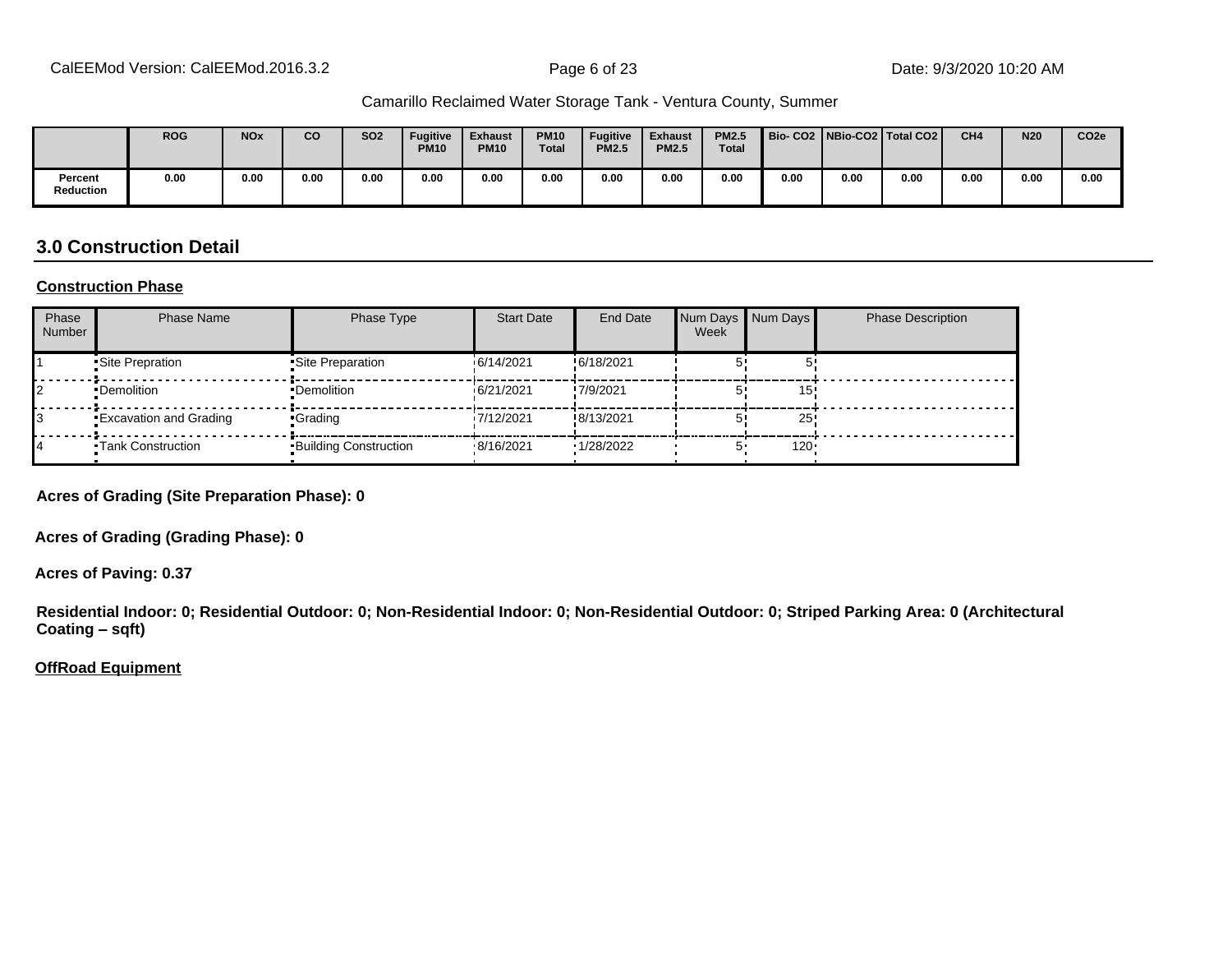| | ROG | NOx | CO | SO2 | Fugitive PM10 | Exhaust PM10 | PM10 Total | Fugitive PM2.5 | Exhaust PM2.5 | PM2.5 Total | Bio- CO2 | NBio-CO2 | Total CO2 | CH4 | N20 | CO2e |
|---|---|---|---|---|---|---|---|---|---|---|---|---|---|---|---|---|
| Percent Reduction | 0.00 | 0.00 | 0.00 | 0.00 | 0.00 | 0.00 | 0.00 | 0.00 | 0.00 | 0.00 | 0.00 | 0.00 | 0.00 | 0.00 | 0.00 | 0.00 |

## 3.0 Construction Detail

**Construction Phase**

| Phase Number | Phase Name | Phase Type | Start Date | End Date | Num Days Week | Num Days | Phase Description |
|---|---|---|---|---|---|---|---|
| 1 | Site Prepration | Site Preparation | 6/14/2021 | 6/18/2021 | 5 | 5 | |
| 2 | Demolition | Demolition | 6/21/2021 | 7/9/2021 | 5 | 15 | |
| 3 | Excavation and Grading | Grading | 7/12/2021 | 8/13/2021 | 5 | 25 | |
| 4 | Tank Construction | Building Construction | 8/16/2021 | 1/28/2022 | 5 | 120 | |

**Acres of Grading (Site Preparation Phase): 0**

**Acres of Grading (Grading Phase): 0**

**Acres of Paving: 0.37**

**Residential Indoor: 0; Residential Outdoor: 0; Non-Residential Indoor: 0; Non-Residential Outdoor: 0; Striped Parking Area: 0 (Architectural Coating – sqft)**

**OffRoad Equipment**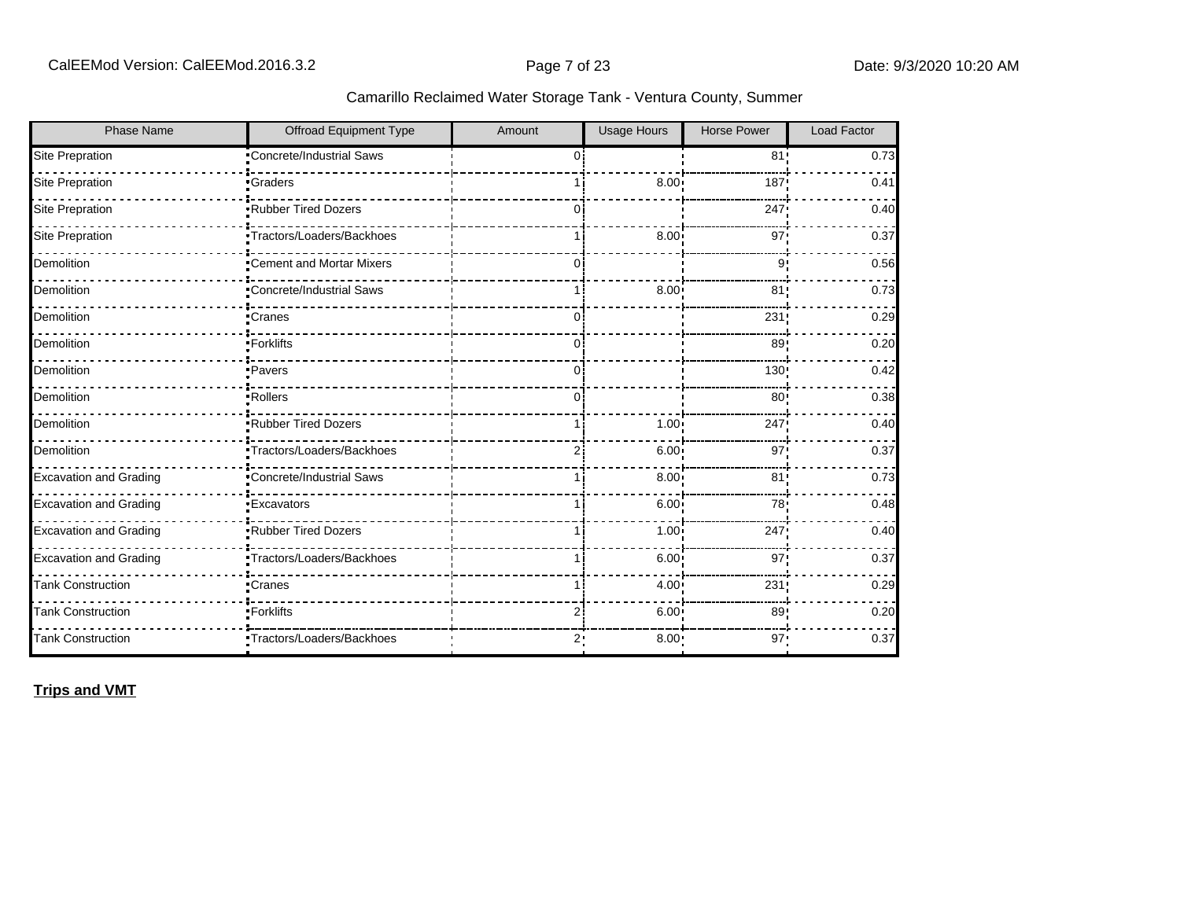Camarillo Reclaimed Water Storage Tank - Ventura County, Summer

| Phase Name | Offroad Equipment Type | Amount | Usage Hours | Horse Power | Load Factor |
|---|---|---|---|---|---|
| Site Prepration | Concrete/Industrial Saws | 0 | | 81 | 0.73 |
| Site Prepration | Graders | 1 | 8.00 | 187 | 0.41 |
| Site Prepration | Rubber Tired Dozers | 0 | | 247 | 0.40 |
| Site Prepration | Tractors/Loaders/Backhoes | 1 | 8.00 | 97 | 0.37 |
| Demolition | Cement and Mortar Mixers | 0 | | 9 | 0.56 |
| Demolition | Concrete/Industrial Saws | 1 | 8.00 | 81 | 0.73 |
| Demolition | Cranes | 0 | | 231 | 0.29 |
| Demolition | Forklifts | 0 | | 89 | 0.20 |
| Demolition | Pavers | 0 | | 130 | 0.42 |
| Demolition | Rollers | 0 | | 80 | 0.38 |
| Demolition | Rubber Tired Dozers | 1 | 1.00 | 247 | 0.40 |
| Demolition | Tractors/Loaders/Backhoes | 2 | 6.00 | 97 | 0.37 |
| Excavation and Grading | Concrete/Industrial Saws | 1 | 8.00 | 81 | 0.73 |
| Excavation and Grading | Excavators | 1 | 6.00 | 78 | 0.48 |
| Excavation and Grading | Rubber Tired Dozers | 1 | 1.00 | 247 | 0.40 |
| Excavation and Grading | Tractors/Loaders/Backhoes | 1 | 6.00 | 97 | 0.37 |
| Tank Construction | Cranes | 1 | 4.00 | 231 | 0.29 |
| Tank Construction | Forklifts | 2 | 6.00 | 89 | 0.20 |
| Tank Construction | Tractors/Loaders/Backhoes | 2 | 8.00 | 97 | 0.37 |

**Trips and VMT**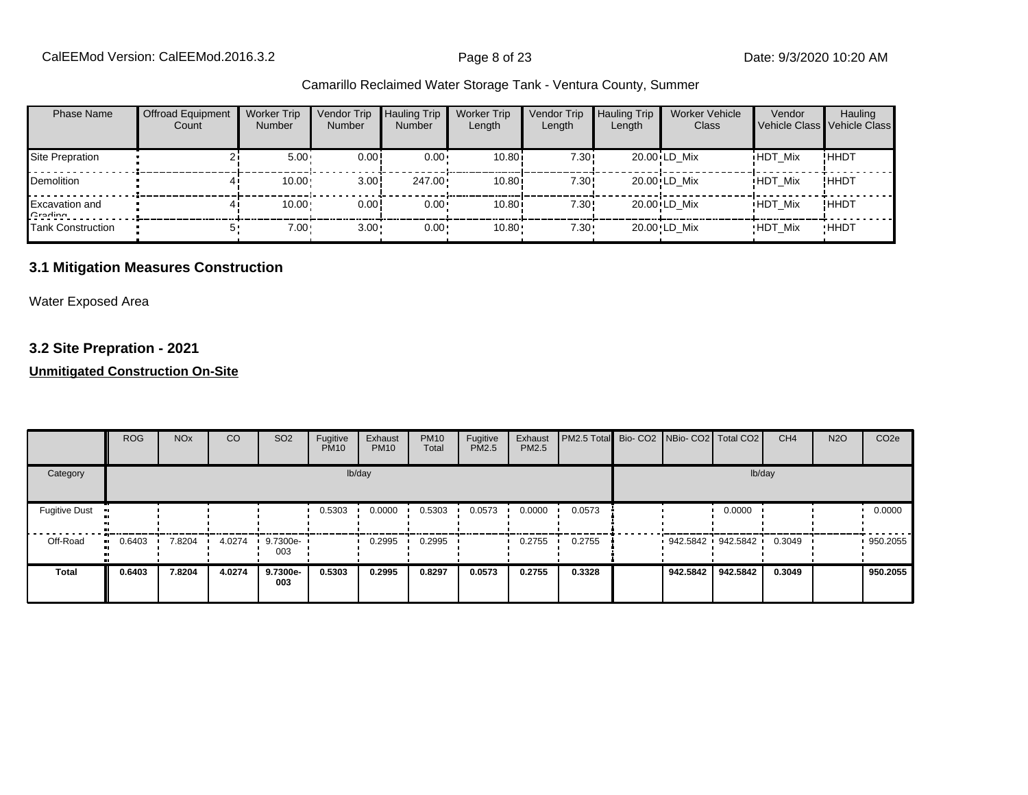Camarillo Reclaimed Water Storage Tank - Ventura County, Summer

| Phase Name | Offroad Equipment Count | Worker Trip Number | Vendor Trip Number | Hauling Trip Number | Worker Trip Length | Vendor Trip Length | Hauling Trip Length | Worker Vehicle Class | Vendor Vehicle Class | Hauling Vehicle Class |
|---|---|---|---|---|---|---|---|---|---|---|
| Site Prepration | 2 | 5.00 | 0.00 | 0.00 | 10.80 | 7.30 | 20.00 | LD_Mix | HDT_Mix | HHDT |
| Demolition | 4 | 10.00 | 3.00 | 247.00 | 10.80 | 7.30 | 20.00 | LD_Mix | HDT_Mix | HHDT |
| Excavation and Grading | 4 | 10.00 | 0.00 | 0.00 | 10.80 | 7.30 | 20.00 | LD_Mix | HDT_Mix | HHDT |
| Tank Construction | 5 | 7.00 | 3.00 | 0.00 | 10.80 | 7.30 | 20.00 | LD_Mix | HDT_Mix | HHDT |

### 3.1 Mitigation Measures Construction

Water Exposed Area

### 3.2 Site Prepration - 2021

**Unmitigated Construction On-Site**

| | ROG | NOx | CO | SO2 | Fugitive PM10 | Exhaust PM10 | PM10 Total | Fugitive PM2.5 | Exhaust PM2.5 | PM2.5 Total | Bio- CO2 | NBio- CO2 | Total CO2 | CH4 | N2O | CO2e |
|---|---|---|---|---|---|---|---|---|---|---|---|---|---|---|---|---|
| Category | lb/day | | | | | | | | | | lb/day | | | | | |
| Fugitive Dust | | | | | 0.5303 | 0.0000 | 0.5303 | 0.0573 | 0.0000 | 0.0573 | | | 0.0000 | | | 0.0000 |
| Off-Road | 0.6403 | 7.8204 | 4.0274 | 9.7300e-003 | | 0.2995 | 0.2995 | | 0.2755 | 0.2755 | | 942.5842 | 942.5842 | 0.3049 | | 950.2055 |
| **Total** | **0.6403** | **7.8204** | **4.0274** | **9.7300e-003** | **0.5303** | **0.2995** | **0.8297** | **0.0573** | **0.2755** | **0.3328** | | **942.5842** | **942.5842** | **0.3049** | | **950.2055** |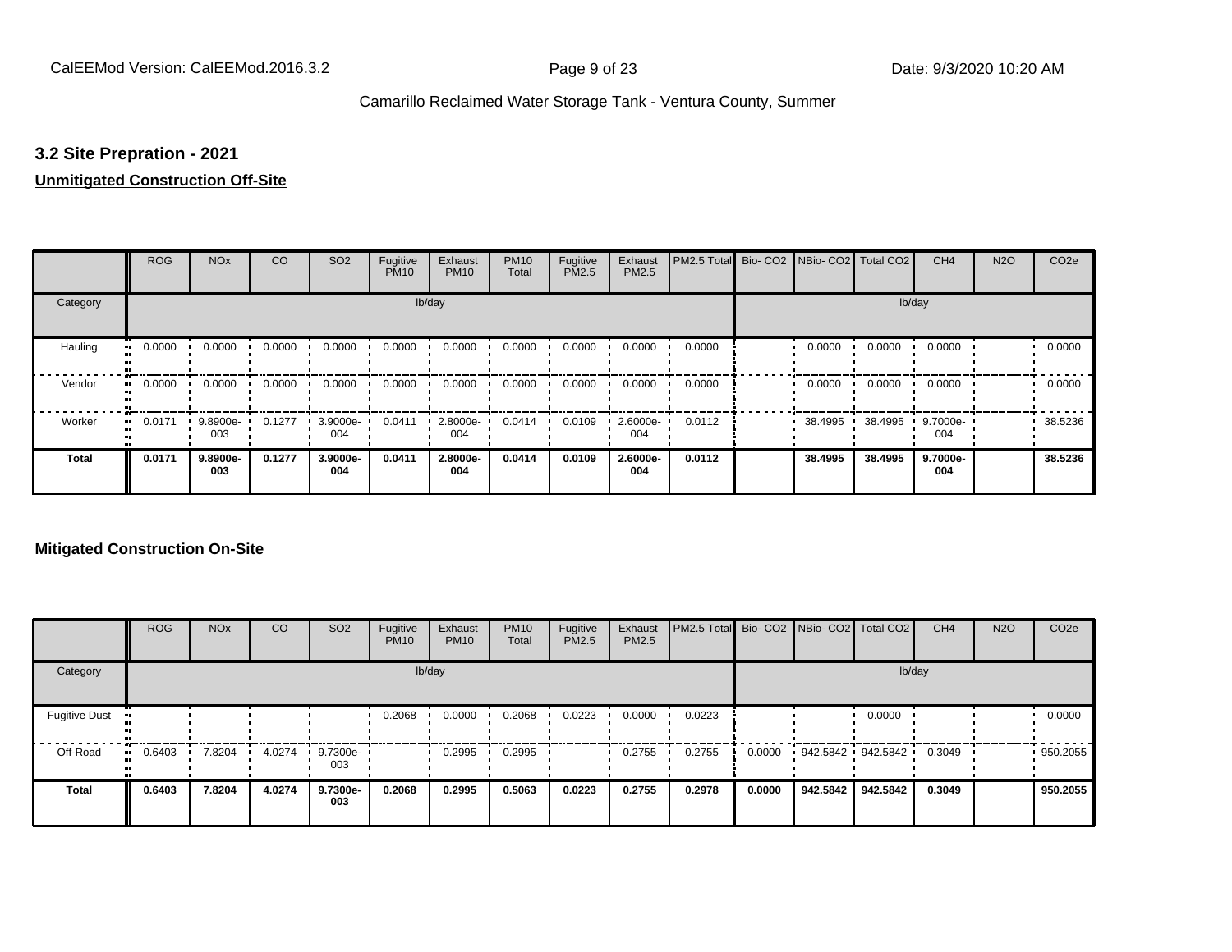## 3.2 Site Prepration - 2021

**Unmitigated Construction Off-Site**

| | ROG | NOx | CO | SO2 | Fugitive PM10 | Exhaust PM10 | PM10 Total | Fugitive PM2.5 | Exhaust PM2.5 | PM2.5 Total | Bio- CO2 | NBio- CO2 | Total CO2 | CH4 | N2O | CO2e |
|---|---|---|---|---|---|---|---|---|---|---|---|---|---|---|---|---|
| Category | lb/day | | | | | | | | | | lb/day | | | | | |
| Hauling | 0.0000 | 0.0000 | 0.0000 | 0.0000 | 0.0000 | 0.0000 | 0.0000 | 0.0000 | 0.0000 | 0.0000 | | 0.0000 | 0.0000 | 0.0000 | | 0.0000 |
| Vendor | 0.0000 | 0.0000 | 0.0000 | 0.0000 | 0.0000 | 0.0000 | 0.0000 | 0.0000 | 0.0000 | 0.0000 | | 0.0000 | 0.0000 | 0.0000 | | 0.0000 |
| Worker | 0.0171 | 9.8900e-003 | 0.1277 | 3.9000e-004 | 0.0411 | 2.8000e-004 | 0.0414 | 0.0109 | 2.6000e-004 | 0.0112 | | 38.4995 | 38.4995 | 9.7000e-004 | | 38.5236 |
| **Total** | **0.0171** | **9.8900e-003** | **0.1277** | **3.9000e-004** | **0.0411** | **2.8000e-004** | **0.0414** | **0.0109** | **2.6000e-004** | **0.0112** | | **38.4995** | **38.4995** | **9.7000e-004** | | **38.5236** |

**Mitigated Construction On-Site**

| | ROG | NOx | CO | SO2 | Fugitive PM10 | Exhaust PM10 | PM10 Total | Fugitive PM2.5 | Exhaust PM2.5 | PM2.5 Total | Bio- CO2 | NBio- CO2 | Total CO2 | CH4 | N2O | CO2e |
|---|---|---|---|---|---|---|---|---|---|---|---|---|---|---|---|---|
| Category | lb/day | | | | | | | | | | lb/day | | | | | |
| Fugitive Dust | | | | | 0.2068 | 0.0000 | 0.2068 | 0.0223 | 0.0000 | 0.0223 | | | 0.0000 | | | 0.0000 |
| Off-Road | 0.6403 | 7.8204 | 4.0274 | 9.7300e-003 | | 0.2995 | 0.2995 | | 0.2755 | 0.2755 | 0.0000 | 942.5842 | 942.5842 | 0.3049 | | 950.2055 |
| **Total** | **0.6403** | **7.8204** | **4.0274** | **9.7300e-003** | **0.2068** | **0.2995** | **0.5063** | **0.0223** | **0.2755** | **0.2978** | **0.0000** | **942.5842** | **942.5842** | **0.3049** | | **950.2055** |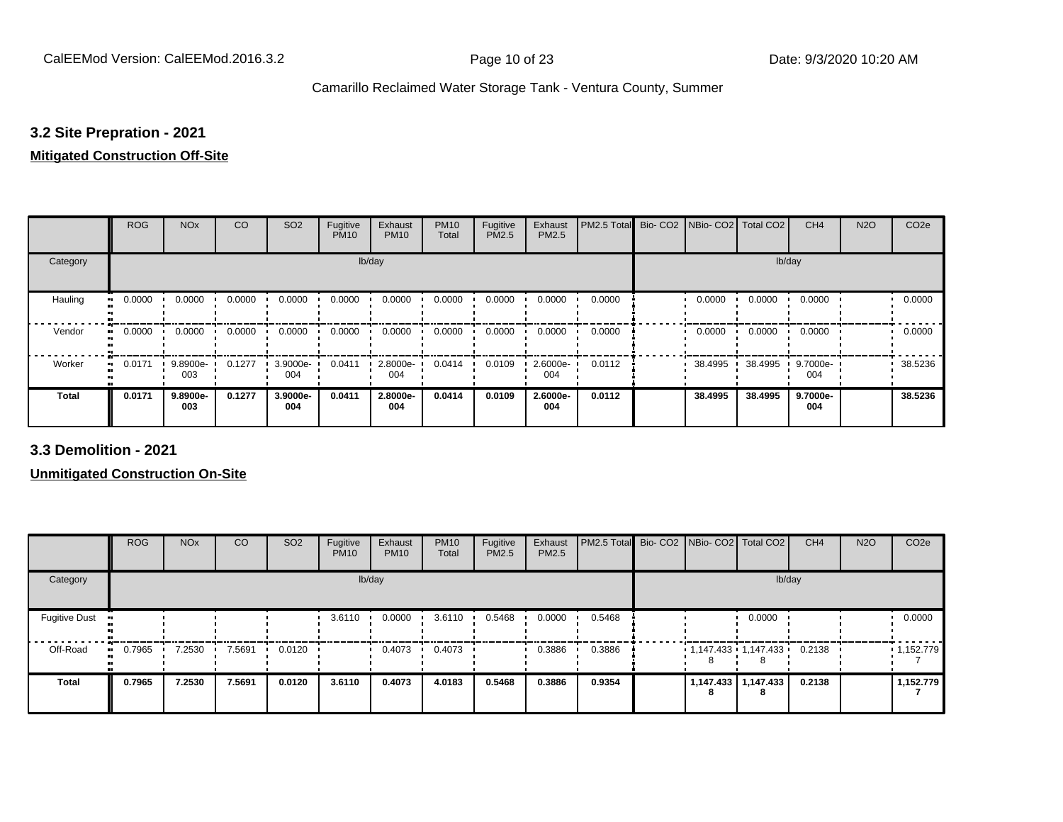## 3.2 Site Prepration - 2021

**Mitigated Construction Off-Site**

| | ROG | NOx | CO | SO2 | Fugitive PM10 | Exhaust PM10 | PM10 Total | Fugitive PM2.5 | Exhaust PM2.5 | PM2.5 Total | Bio- CO2 | NBio- CO2 | Total CO2 | CH4 | N2O | CO2e |
|---|---|---|---|---|---|---|---|---|---|---|---|---|---|---|---|---|
| Category | lb/day | | | | | | | | | | lb/day | | | | | |
| Hauling | 0.0000 | 0.0000 | 0.0000 | 0.0000 | 0.0000 | 0.0000 | 0.0000 | 0.0000 | 0.0000 | 0.0000 | | 0.0000 | 0.0000 | 0.0000 | | 0.0000 |
| Vendor | 0.0000 | 0.0000 | 0.0000 | 0.0000 | 0.0000 | 0.0000 | 0.0000 | 0.0000 | 0.0000 | 0.0000 | | 0.0000 | 0.0000 | 0.0000 | | 0.0000 |
| Worker | 0.0171 | 9.8900e-003 | 0.1277 | 3.9000e-004 | 0.0411 | 2.8000e-004 | 0.0414 | 0.0109 | 2.6000e-004 | 0.0112 | | 38.4995 | 38.4995 | 9.7000e-004 | | 38.5236 |
| **Total** | **0.0171** | **9.8900e-003** | **0.1277** | **3.9000e-004** | **0.0411** | **2.8000e-004** | **0.0414** | **0.0109** | **2.6000e-004** | **0.0112** | | **38.4995** | **38.4995** | **9.7000e-004** | | **38.5236** |

## 3.3 Demolition - 2021

**Unmitigated Construction On-Site**

| | ROG | NOx | CO | SO2 | Fugitive PM10 | Exhaust PM10 | PM10 Total | Fugitive PM2.5 | Exhaust PM2.5 | PM2.5 Total | Bio- CO2 | NBio- CO2 | Total CO2 | CH4 | N2O | CO2e |
|---|---|---|---|---|---|---|---|---|---|---|---|---|---|---|---|---|
| Category | lb/day | | | | | | | | | | lb/day | | | | | |
| Fugitive Dust | | | | | 3.6110 | 0.0000 | 3.6110 | 0.5468 | 0.0000 | 0.5468 | | | 0.0000 | | | 0.0000 |
| Off-Road | 0.7965 | 7.2530 | 7.5691 | 0.0120 | | 0.4073 | 0.4073 | | 0.3886 | 0.3886 | | 1,147.4338 | 1,147.4338 | 0.2138 | | 1,152.7797 |
| **Total** | **0.7965** | **7.2530** | **7.5691** | **0.0120** | **3.6110** | **0.4073** | **4.0183** | **0.5468** | **0.3886** | **0.9354** | | **1,147.4338** | **1,147.4338** | **0.2138** | | **1,152.7797** |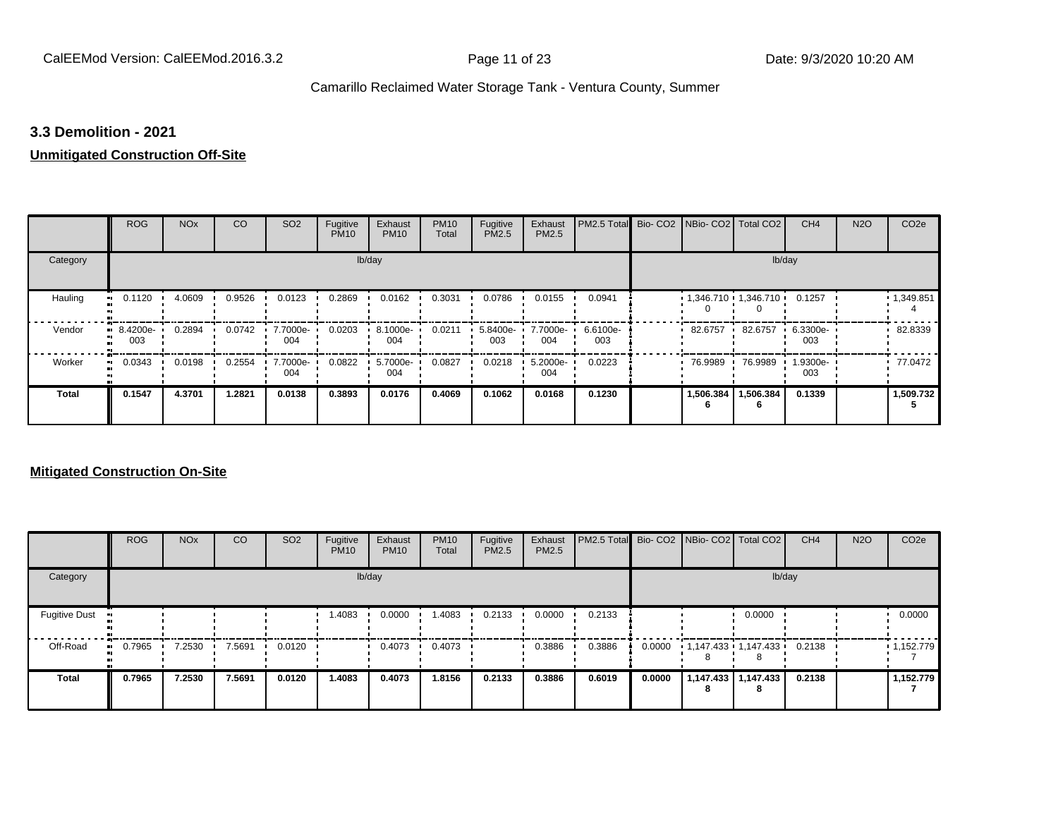### 3.3 Demolition - 2021

**Unmitigated Construction Off-Site**

| | ROG | NOx | CO | SO2 | Fugitive PM10 | Exhaust PM10 | PM10 Total | Fugitive PM2.5 | Exhaust PM2.5 | PM2.5 Total | Bio- CO2 | NBio- CO2 | Total CO2 | CH4 | N2O | CO2e |
|---|---|---|---|---|---|---|---|---|---|---|---|---|---|---|---|---|
| Category | | | | | | lb/day | | | | | | | | lb/day | | |
| Hauling | 0.1120 | 4.0609 | 0.9526 | 0.0123 | 0.2869 | 0.0162 | 0.3031 | 0.0786 | 0.0155 | 0.0941 | | 1,346.7100 | 1,346.7100 | 0.1257 | | 1,349.8514 |
| Vendor | 8.4200e-003 | 0.2894 | 0.0742 | 7.7000e-004 | 0.0203 | 8.1000e-004 | 0.0211 | 5.8400e-003 | 7.7000e-004 | 6.6100e-003 | | 82.6757 | 82.6757 | 6.3300e-003 | | 82.8339 |
| Worker | 0.0343 | 0.0198 | 0.2554 | 7.7000e-004 | 0.0822 | 5.7000e-004 | 0.0827 | 0.0218 | 5.2000e-004 | 0.0223 | | 76.9989 | 76.9989 | 1.9300e-003 | | 77.0472 |
| **Total** | **0.1547** | **4.3701** | **1.2821** | **0.0138** | **0.3893** | **0.0176** | **0.4069** | **0.1062** | **0.0168** | **0.1230** | | **1,506.3846** | **1,506.3846** | **0.1339** | | **1,509.7325** |

**Mitigated Construction On-Site**

| | ROG | NOx | CO | SO2 | Fugitive PM10 | Exhaust PM10 | PM10 Total | Fugitive PM2.5 | Exhaust PM2.5 | PM2.5 Total | Bio- CO2 | NBio- CO2 | Total CO2 | CH4 | N2O | CO2e |
|---|---|---|---|---|---|---|---|---|---|---|---|---|---|---|---|---|
| Category | | | | | | lb/day | | | | | | | | lb/day | | |
| Fugitive Dust | | | | | 1.4083 | 0.0000 | 1.4083 | 0.2133 | 0.0000 | 0.2133 | | | 0.0000 | | | 0.0000 |
| Off-Road | 0.7965 | 7.2530 | 7.5691 | 0.0120 | | 0.4073 | 0.4073 | | 0.3886 | 0.3886 | 0.0000 | 1,147.4338 | 1,147.4338 | 0.2138 | | 1,152.7797 |
| **Total** | **0.7965** | **7.2530** | **7.5691** | **0.0120** | **1.4083** | **0.4073** | **1.8156** | **0.2133** | **0.3886** | **0.6019** | **0.0000** | **1,147.4338** | **1,147.4338** | **0.2138** | | **1,152.7797** |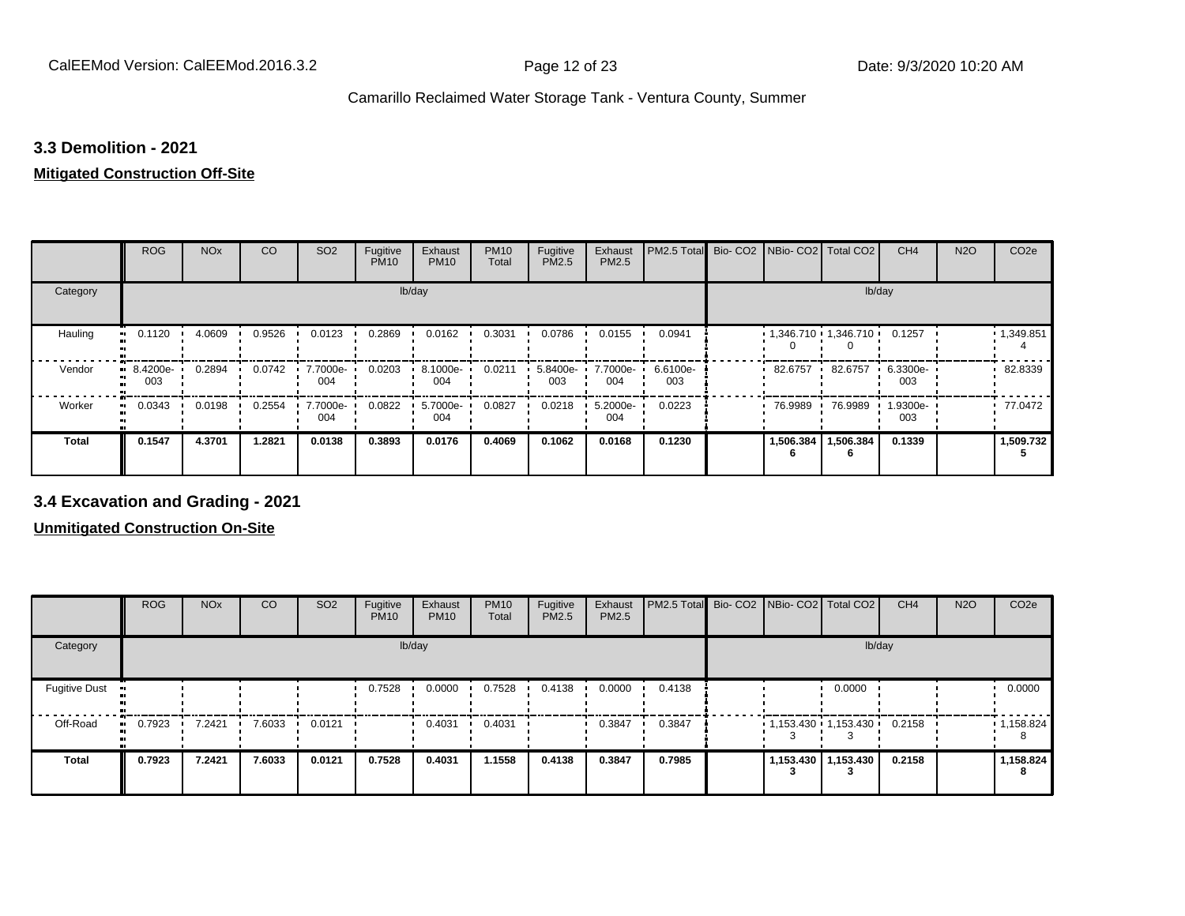## 3.3 Demolition - 2021

**Mitigated Construction Off-Site**

| | ROG | NOx | CO | SO2 | Fugitive PM10 | Exhaust PM10 | PM10 Total | Fugitive PM2.5 | Exhaust PM2.5 | PM2.5 Total | Bio- CO2 | NBio- CO2 | Total CO2 | CH4 | N2O | CO2e |
|---|---|---|---|---|---|---|---|---|---|---|---|---|---|---|---|---|
| Category | lb/day | | | | | | | | | | lb/day | | | | | |
| Hauling | 0.1120 | 4.0609 | 0.9526 | 0.0123 | 0.2869 | 0.0162 | 0.3031 | 0.0786 | 0.0155 | 0.0941 | | 1,346.7100 | 1,346.7100 | 0.1257 | | 1,349.8514 |
| Vendor | 8.4200e-003 | 0.2894 | 0.0742 | 7.7000e-004 | 0.0203 | 8.1000e-004 | 0.0211 | 5.8400e-003 | 7.7000e-004 | 6.6100e-003 | | 82.6757 | 82.6757 | 6.3300e-003 | | 82.8339 |
| Worker | 0.0343 | 0.0198 | 0.2554 | 7.7000e-004 | 0.0822 | 5.7000e-004 | 0.0827 | 0.0218 | 5.2000e-004 | 0.0223 | | 76.9989 | 76.9989 | 1.9300e-003 | | 77.0472 |
| **Total** | **0.1547** | **4.3701** | **1.2821** | **0.0138** | **0.3893** | **0.0176** | **0.4069** | **0.1062** | **0.0168** | **0.1230** | | **1,506.3846** | **1,506.3846** | **0.1339** | | **1,509.7325** |

## 3.4 Excavation and Grading - 2021

**Unmitigated Construction On-Site**

| | ROG | NOx | CO | SO2 | Fugitive PM10 | Exhaust PM10 | PM10 Total | Fugitive PM2.5 | Exhaust PM2.5 | PM2.5 Total | Bio- CO2 | NBio- CO2 | Total CO2 | CH4 | N2O | CO2e |
|---|---|---|---|---|---|---|---|---|---|---|---|---|---|---|---|---|
| Category | lb/day | | | | | | | | | | lb/day | | | | | |
| Fugitive Dust | | | | | 0.7528 | 0.0000 | 0.7528 | 0.4138 | 0.0000 | 0.4138 | | | 0.0000 | | | 0.0000 |
| Off-Road | 0.7923 | 7.2421 | 7.6033 | 0.0121 | | 0.4031 | 0.4031 | | 0.3847 | 0.3847 | | 1,153.4303 | 1,153.4303 | 0.2158 | | 1,158.8248 |
| **Total** | **0.7923** | **7.2421** | **7.6033** | **0.0121** | **0.7528** | **0.4031** | **1.1558** | **0.4138** | **0.3847** | **0.7985** | | **1,153.4303** | **1,153.4303** | **0.2158** | | **1,158.8248** |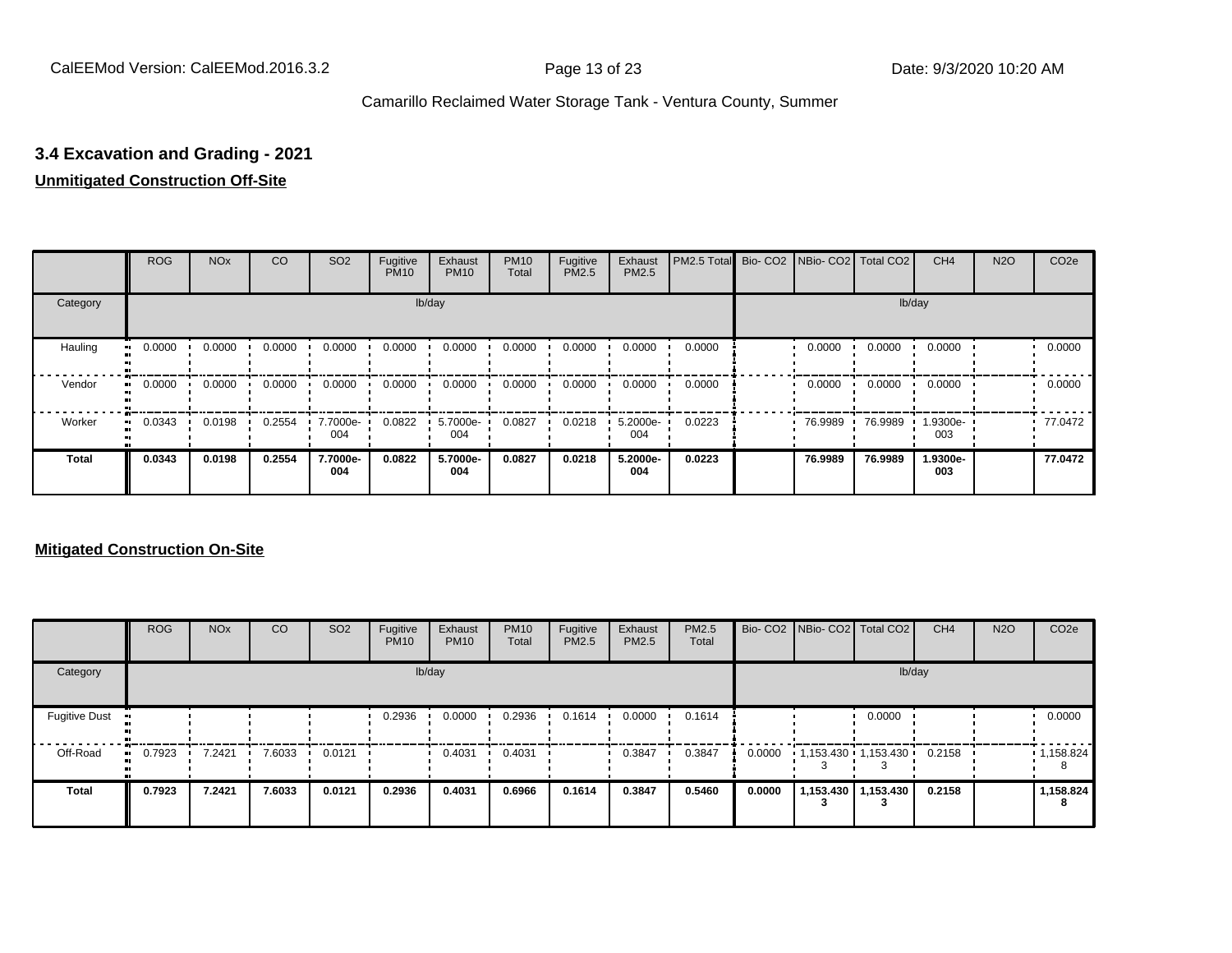## 3.4 Excavation and Grading - 2021

**Unmitigated Construction Off-Site**

| | ROG | NOx | CO | SO2 | Fugitive PM10 | Exhaust PM10 | PM10 Total | Fugitive PM2.5 | Exhaust PM2.5 | PM2.5 Total | Bio- CO2 | NBio- CO2 | Total CO2 | CH4 | N2O | CO2e |
|---|---|---|---|---|---|---|---|---|---|---|---|---|---|---|---|---|
| Category | lb/day | | | | | | | | | | lb/day | | | | | |
| Hauling | 0.0000 | 0.0000 | 0.0000 | 0.0000 | 0.0000 | 0.0000 | 0.0000 | 0.0000 | 0.0000 | 0.0000 | | 0.0000 | 0.0000 | 0.0000 | | 0.0000 |
| Vendor | 0.0000 | 0.0000 | 0.0000 | 0.0000 | 0.0000 | 0.0000 | 0.0000 | 0.0000 | 0.0000 | 0.0000 | | 0.0000 | 0.0000 | 0.0000 | | 0.0000 |
| Worker | 0.0343 | 0.0198 | 0.2554 | 7.7000e-004 | 0.0822 | 5.7000e-004 | 0.0827 | 0.0218 | 5.2000e-004 | 0.0223 | | 76.9989 | 76.9989 | 1.9300e-003 | | 77.0472 |
| **Total** | **0.0343** | **0.0198** | **0.2554** | **7.7000e-004** | **0.0822** | **5.7000e-004** | **0.0827** | **0.0218** | **5.2000e-004** | **0.0223** | | **76.9989** | **76.9989** | **1.9300e-003** | | **77.0472** |

**Mitigated Construction On-Site**

| | ROG | NOx | CO | SO2 | Fugitive PM10 | Exhaust PM10 | PM10 Total | Fugitive PM2.5 | Exhaust PM2.5 | PM2.5 Total | Bio- CO2 | NBio- CO2 | Total CO2 | CH4 | N2O | CO2e |
|---|---|---|---|---|---|---|---|---|---|---|---|---|---|---|---|---|
| Category | lb/day | | | | | | | | | | lb/day | | | | | |
| Fugitive Dust | | | | | 0.2936 | 0.0000 | 0.2936 | 0.1614 | 0.0000 | 0.1614 | | | 0.0000 | | | 0.0000 |
| Off-Road | 0.7923 | 7.2421 | 7.6033 | 0.0121 | | 0.4031 | 0.4031 | | 0.3847 | 0.3847 | 0.0000 | 1,153.4303 | 1,153.4303 | 0.2158 | | 1,158.8248 |
| **Total** | **0.7923** | **7.2421** | **7.6033** | **0.0121** | **0.2936** | **0.4031** | **0.6966** | **0.1614** | **0.3847** | **0.5460** | **0.0000** | **1,153.4303** | **1,153.4303** | **0.2158** | | **1,158.8248** |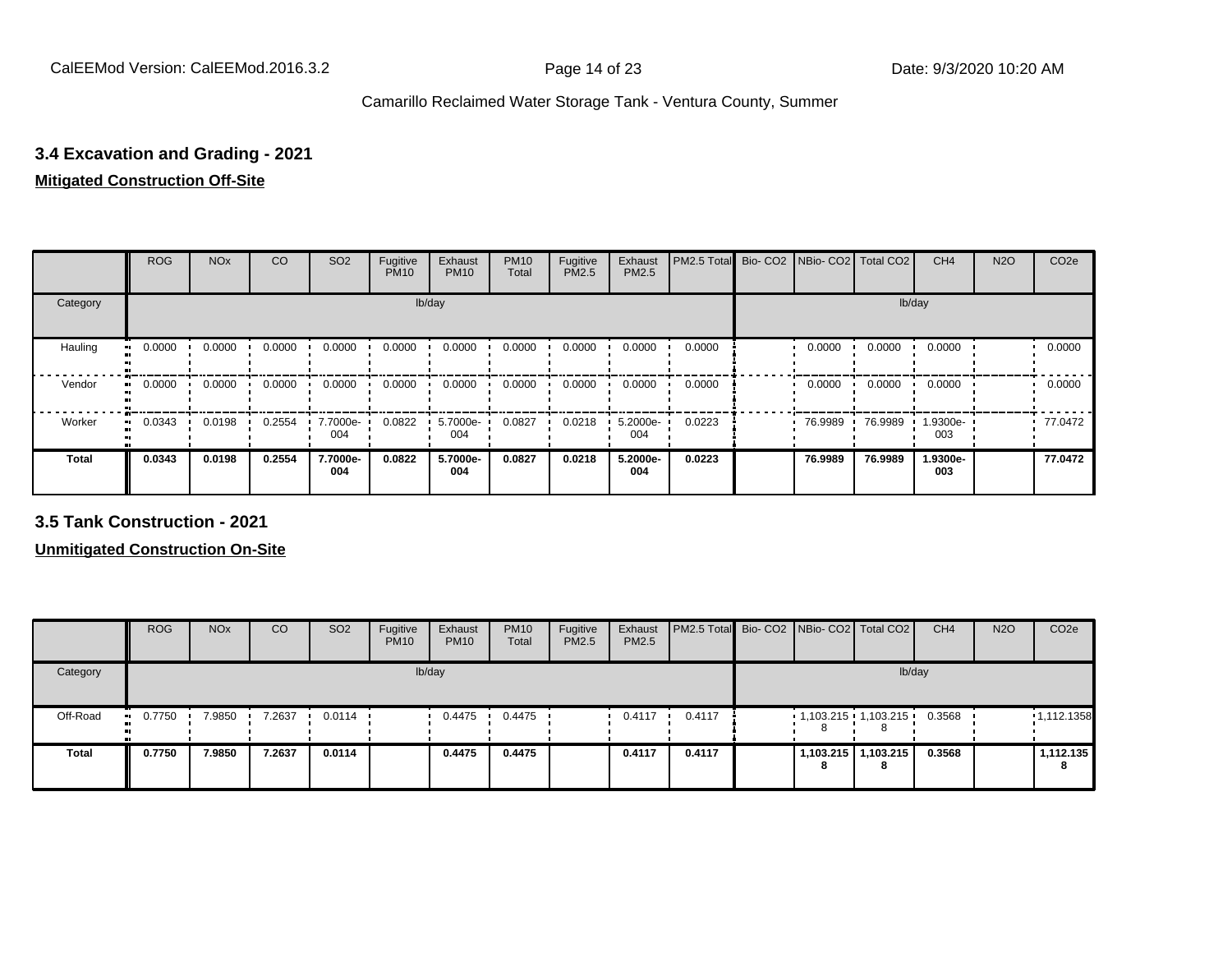### 3.4 Excavation and Grading - 2021

**Mitigated Construction Off-Site**

| | ROG | NOx | CO | SO2 | Fugitive PM10 | Exhaust PM10 | PM10 Total | Fugitive PM2.5 | Exhaust PM2.5 | PM2.5 Total | Bio- CO2 | NBio- CO2 | Total CO2 | CH4 | N2O | CO2e |
|---|---|---|---|---|---|---|---|---|---|---|---|---|---|---|---|---|
| Category | lb/day | | | | | | | | | | lb/day | | | | | |
| Hauling | 0.0000 | 0.0000 | 0.0000 | 0.0000 | 0.0000 | 0.0000 | 0.0000 | 0.0000 | 0.0000 | 0.0000 | | 0.0000 | 0.0000 | 0.0000 | | 0.0000 |
| Vendor | 0.0000 | 0.0000 | 0.0000 | 0.0000 | 0.0000 | 0.0000 | 0.0000 | 0.0000 | 0.0000 | 0.0000 | | 0.0000 | 0.0000 | 0.0000 | | 0.0000 |
| Worker | 0.0343 | 0.0198 | 0.2554 | 7.7000e-004 | 0.0822 | 5.7000e-004 | 0.0827 | 0.0218 | 5.2000e-004 | 0.0223 | | 76.9989 | 76.9989 | 1.9300e-003 | | 77.0472 |
| **Total** | **0.0343** | **0.0198** | **0.2554** | **7.7000e-004** | **0.0822** | **5.7000e-004** | **0.0827** | **0.0218** | **5.2000e-004** | **0.0223** | | **76.9989** | **76.9989** | **1.9300e-003** | | **77.0472** |

### 3.5 Tank Construction - 2021

**Unmitigated Construction On-Site**

| | ROG | NOx | CO | SO2 | Fugitive PM10 | Exhaust PM10 | PM10 Total | Fugitive PM2.5 | Exhaust PM2.5 | PM2.5 Total | Bio- CO2 | NBio- CO2 | Total CO2 | CH4 | N2O | CO2e |
|---|---|---|---|---|---|---|---|---|---|---|---|---|---|---|---|---|
| Category | lb/day | | | | | | | | | | lb/day | | | | | |
| Off-Road | 0.7750 | 7.9850 | 7.2637 | 0.0114 | | 0.4475 | 0.4475 | | 0.4117 | 0.4117 | | 1,103.2158 | 1,103.2158 | 0.3568 | | 1,112.1358 |
| **Total** | **0.7750** | **7.9850** | **7.2637** | **0.0114** | | **0.4475** | **0.4475** | | **0.4117** | **0.4117** | | **1,103.2158** | **1,103.2158** | **0.3568** | | **1,112.1358** |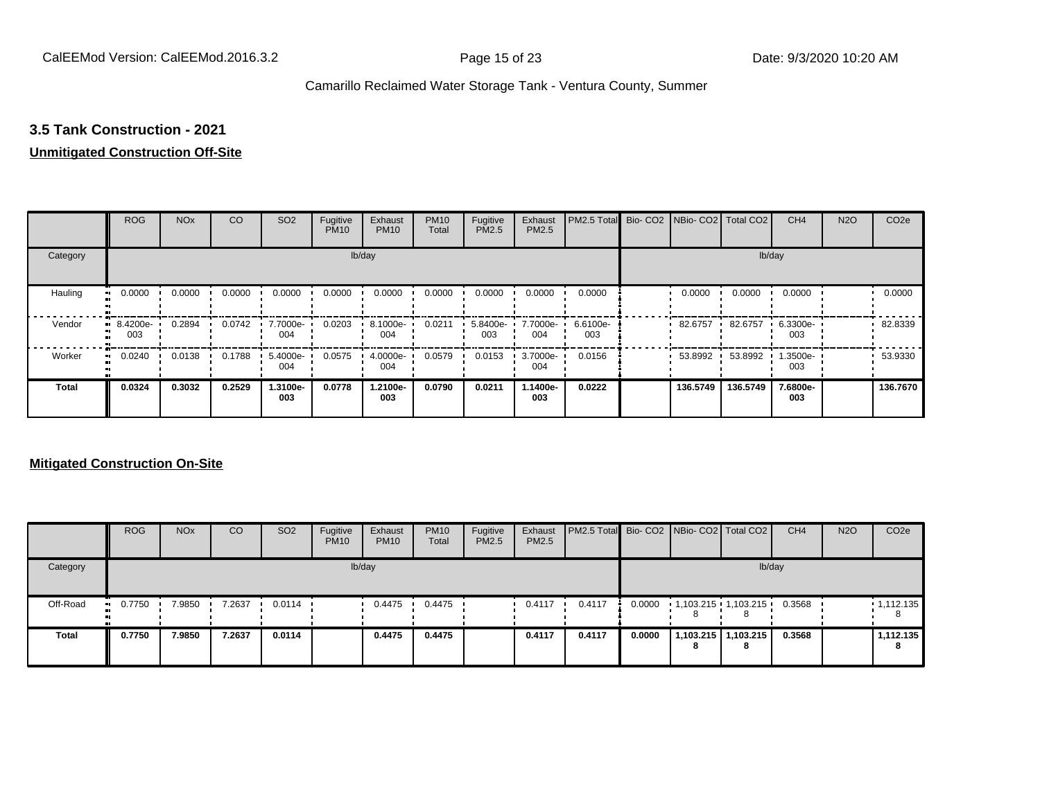### 3.5 Tank Construction - 2021

**Unmitigated Construction Off-Site**

| | ROG | NOx | CO | SO2 | Fugitive PM10 | Exhaust PM10 | PM10 Total | Fugitive PM2.5 | Exhaust PM2.5 | PM2.5 Total | Bio- CO2 | NBio- CO2 | Total CO2 | CH4 | N2O | CO2e |
|---|---|---|---|---|---|---|---|---|---|---|---|---|---|---|---|---|
| Category | lb/day | | | | | | | | | | lb/day | | | | | |
| Hauling | 0.0000 | 0.0000 | 0.0000 | 0.0000 | 0.0000 | 0.0000 | 0.0000 | 0.0000 | 0.0000 | 0.0000 | | 0.0000 | 0.0000 | 0.0000 | | 0.0000 |
| Vendor | 8.4200e-003 | 0.2894 | 0.0742 | 7.7000e-004 | 0.0203 | 8.1000e-004 | 0.0211 | 5.8400e-003 | 7.7000e-004 | 6.6100e-003 | | 82.6757 | 82.6757 | 6.3300e-003 | | 82.8339 |
| Worker | 0.0240 | 0.0138 | 0.1788 | 5.4000e-004 | 0.0575 | 4.0000e-004 | 0.0579 | 0.0153 | 3.7000e-004 | 0.0156 | | 53.8992 | 53.8992 | 1.3500e-003 | | 53.9330 |
| **Total** | **0.0324** | **0.3032** | **0.2529** | **1.3100e-003** | **0.0778** | **1.2100e-003** | **0.0790** | **0.0211** | **1.1400e-003** | **0.0222** | | **136.5749** | **136.5749** | **7.6800e-003** | | **136.7670** |

**Mitigated Construction On-Site**

| | ROG | NOx | CO | SO2 | Fugitive PM10 | Exhaust PM10 | PM10 Total | Fugitive PM2.5 | Exhaust PM2.5 | PM2.5 Total | Bio- CO2 | NBio- CO2 | Total CO2 | CH4 | N2O | CO2e |
|---|---|---|---|---|---|---|---|---|---|---|---|---|---|---|---|---|
| Category | lb/day | | | | | | | | | | lb/day | | | | | |
| Off-Road | 0.7750 | 7.9850 | 7.2637 | 0.0114 | | 0.4475 | 0.4475 | | 0.4117 | 0.4117 | 0.0000 | 1,103.2158 | 1,103.2158 | 0.3568 | | 1,112.1358 |
| **Total** | **0.7750** | **7.9850** | **7.2637** | **0.0114** | | **0.4475** | **0.4475** | | **0.4117** | **0.4117** | **0.0000** | **1,103.2158** | **1,103.2158** | **0.3568** | | **1,112.1358** |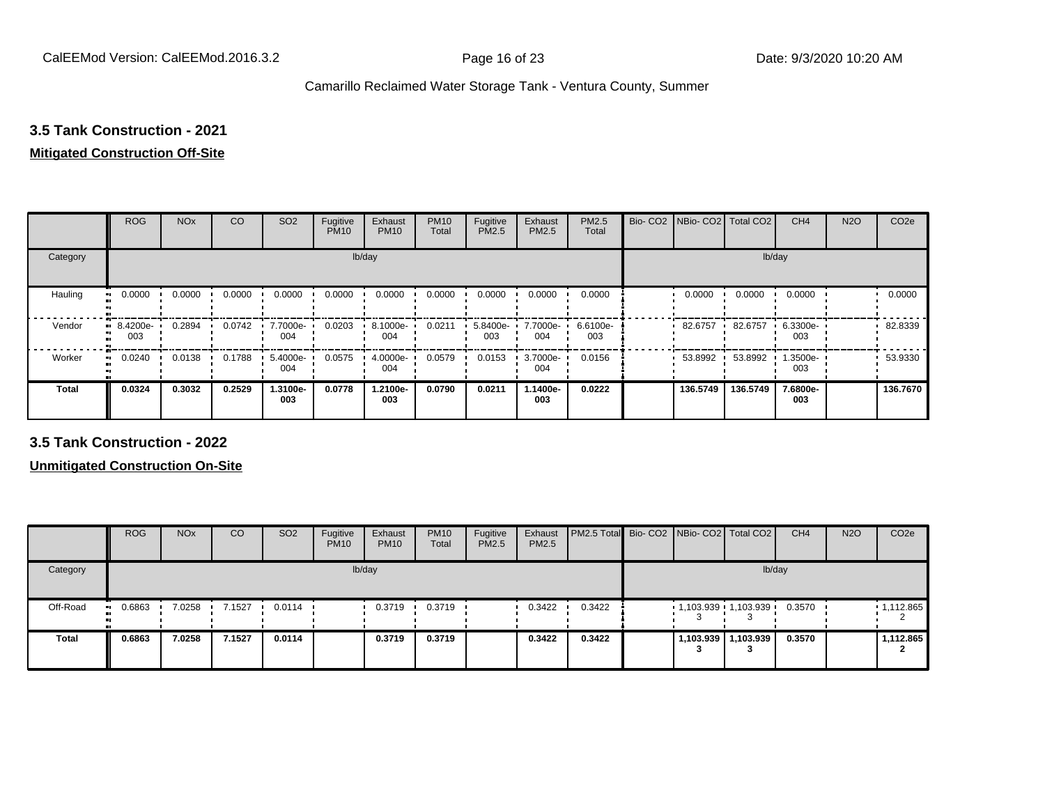Camarillo Reclaimed Water Storage Tank - Ventura County, Summer

### 3.5 Tank Construction - 2021

**Mitigated Construction Off-Site**

| | ROG | NOx | CO | SO2 | Fugitive PM10 | Exhaust PM10 | PM10 Total | Fugitive PM2.5 | Exhaust PM2.5 | PM2.5 Total | Bio- CO2 | NBio- CO2 | Total CO2 | CH4 | N2O | CO2e |
|---|---|---|---|---|---|---|---|---|---|---|---|---|---|---|---|---|
| Category | lb/day | | | | | | | | | | lb/day | | | | | |
| Hauling | 0.0000 | 0.0000 | 0.0000 | 0.0000 | 0.0000 | 0.0000 | 0.0000 | 0.0000 | 0.0000 | 0.0000 | | 0.0000 | 0.0000 | 0.0000 | | 0.0000 |
| Vendor | 8.4200e-003 | 0.2894 | 0.0742 | 7.7000e-004 | 0.0203 | 8.1000e-004 | 0.0211 | 5.8400e-003 | 7.7000e-004 | 6.6100e-003 | | 82.6757 | 82.6757 | 6.3300e-003 | | 82.8339 |
| Worker | 0.0240 | 0.0138 | 0.1788 | 5.4000e-004 | 0.0575 | 4.0000e-004 | 0.0579 | 0.0153 | 3.7000e-004 | 0.0156 | | 53.8992 | 53.8992 | 1.3500e-003 | | 53.9330 |
| **Total** | **0.0324** | **0.3032** | **0.2529** | **1.3100e-003** | **0.0778** | **1.2100e-003** | **0.0790** | **0.0211** | **1.1400e-003** | **0.0222** | | **136.5749** | **136.5749** | **7.6800e-003** | | **136.7670** |

### 3.5 Tank Construction - 2022

**Unmitigated Construction On-Site**

| | ROG | NOx | CO | SO2 | Fugitive PM10 | Exhaust PM10 | PM10 Total | Fugitive PM2.5 | Exhaust PM2.5 | PM2.5 Total | Bio- CO2 | NBio- CO2 | Total CO2 | CH4 | N2O | CO2e |
|---|---|---|---|---|---|---|---|---|---|---|---|---|---|---|---|---|
| Category | lb/day | | | | | | | | | | lb/day | | | | | |
| Off-Road | 0.6863 | 7.0258 | 7.1527 | 0.0114 | | 0.3719 | 0.3719 | | 0.3422 | 0.3422 | | 1,103.9393 | 1,103.9393 | 0.3570 | | 1,112.8652 |
| **Total** | **0.6863** | **7.0258** | **7.1527** | **0.0114** | | **0.3719** | **0.3719** | | **0.3422** | **0.3422** | | **1,103.9393** | **1,103.9393** | **0.3570** | | **1,112.8652** |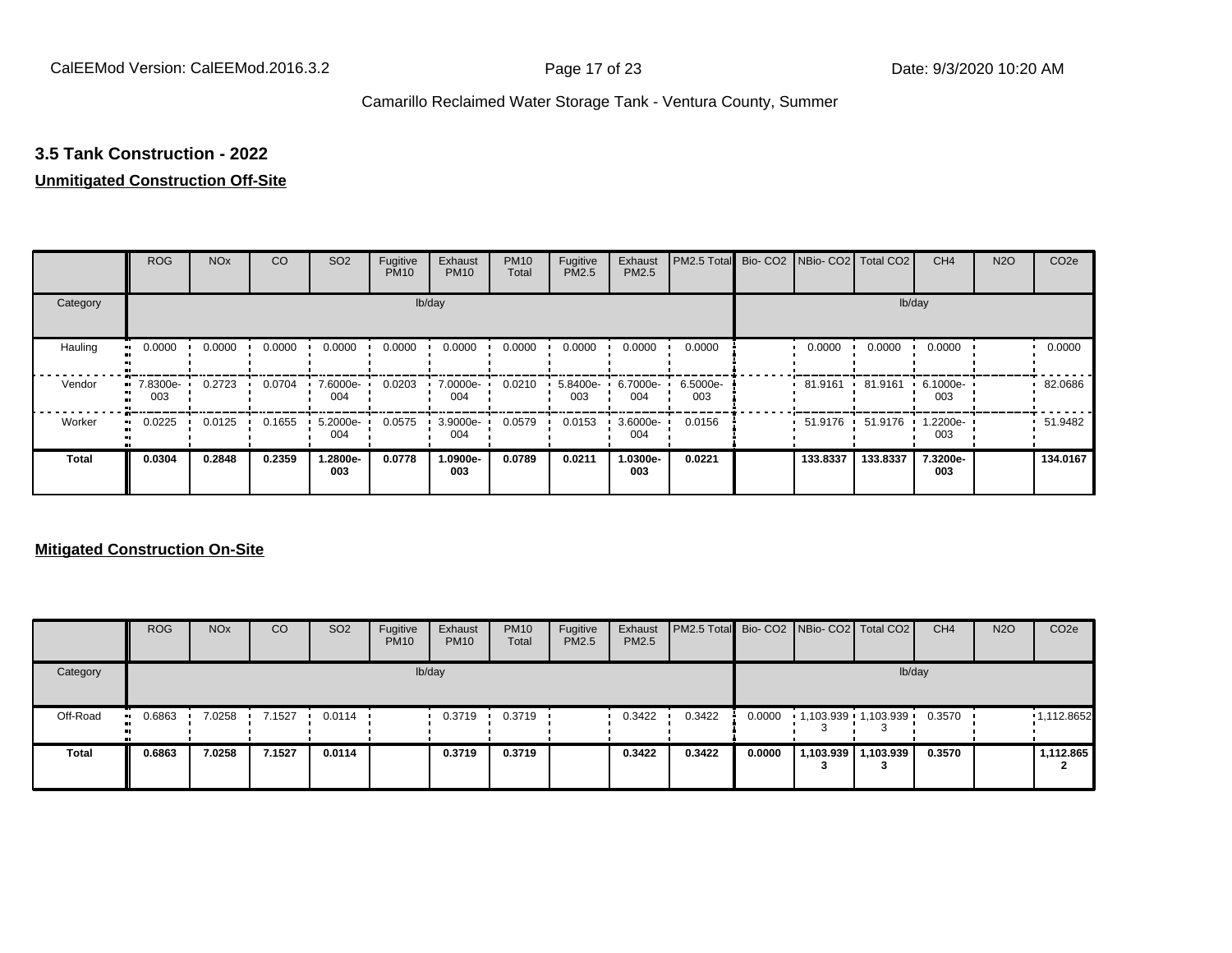## 3.5 Tank Construction - 2022

**Unmitigated Construction Off-Site**

| | ROG | NOx | CO | SO2 | Fugitive PM10 | Exhaust PM10 | PM10 Total | Fugitive PM2.5 | Exhaust PM2.5 | PM2.5 Total | Bio- CO2 | NBio- CO2 | Total CO2 | CH4 | N2O | CO2e |
|---|---|---|---|---|---|---|---|---|---|---|---|---|---|---|---|---|
| Category | lb/day | | | | | | | | | | lb/day | | | | | |
| Hauling | 0.0000 | 0.0000 | 0.0000 | 0.0000 | 0.0000 | 0.0000 | 0.0000 | 0.0000 | 0.0000 | 0.0000 | | 0.0000 | 0.0000 | 0.0000 | | 0.0000 |
| Vendor | 7.8300e-003 | 0.2723 | 0.0704 | 7.6000e-004 | 0.0203 | 7.0000e-004 | 0.0210 | 5.8400e-003 | 6.7000e-004 | 6.5000e-003 | | 81.9161 | 81.9161 | 6.1000e-003 | | 82.0686 |
| Worker | 0.0225 | 0.0125 | 0.1655 | 5.2000e-004 | 0.0575 | 3.9000e-004 | 0.0579 | 0.0153 | 3.6000e-004 | 0.0156 | | 51.9176 | 51.9176 | 1.2200e-003 | | 51.9482 |
| **Total** | **0.0304** | **0.2848** | **0.2359** | **1.2800e-003** | **0.0778** | **1.0900e-003** | **0.0789** | **0.0211** | **1.0300e-003** | **0.0221** | | **133.8337** | **133.8337** | **7.3200e-003** | | **134.0167** |

**Mitigated Construction On-Site**

| | ROG | NOx | CO | SO2 | Fugitive PM10 | Exhaust PM10 | PM10 Total | Fugitive PM2.5 | Exhaust PM2.5 | PM2.5 Total | Bio- CO2 | NBio- CO2 | Total CO2 | CH4 | N2O | CO2e |
|---|---|---|---|---|---|---|---|---|---|---|---|---|---|---|---|---|
| Category | lb/day | | | | | | | | | | lb/day | | | | | |
| Off-Road | 0.6863 | 7.0258 | 7.1527 | 0.0114 | | 0.3719 | 0.3719 | | 0.3422 | 0.3422 | 0.0000 | 1,103.9393 | 1,103.9393 | 0.3570 | | 1,112.8652 |
| **Total** | **0.6863** | **7.0258** | **7.1527** | **0.0114** | | **0.3719** | **0.3719** | | **0.3422** | **0.3422** | **0.0000** | **1,103.9393** | **1,103.9393** | **0.3570** | | **1,112.8652** |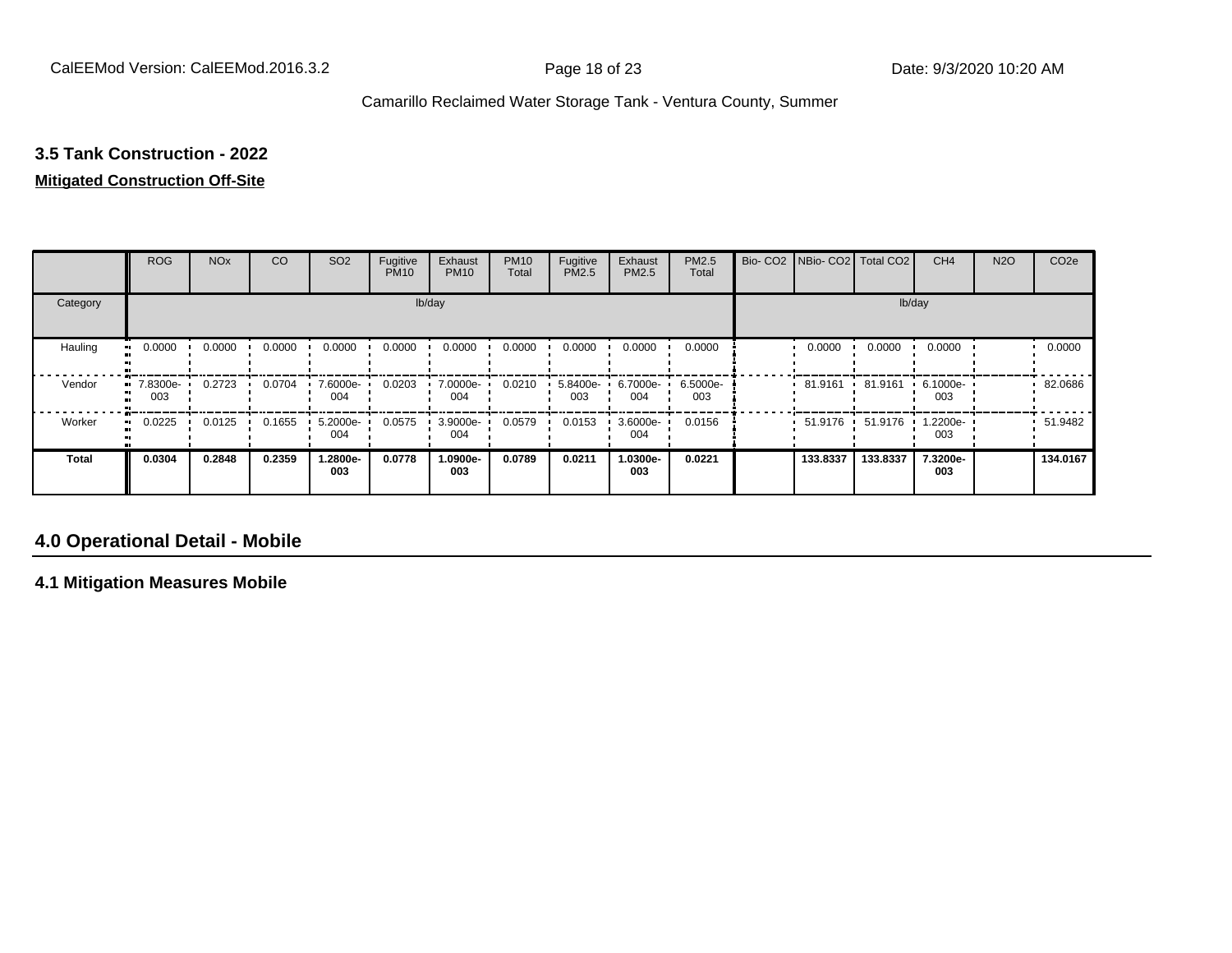### 3.5 Tank Construction - 2022

**Mitigated Construction Off-Site**

| | ROG | NOx | CO | SO2 | Fugitive PM10 | Exhaust PM10 | PM10 Total | Fugitive PM2.5 | Exhaust PM2.5 | PM2.5 Total | Bio- CO2 | NBio- CO2 | Total CO2 | CH4 | N2O | CO2e |
|---|---|---|---|---|---|---|---|---|---|---|---|---|---|---|---|---|
| Category | lb/day | | | | | | | | | | lb/day | | | | | |
| Hauling | 0.0000 | 0.0000 | 0.0000 | 0.0000 | 0.0000 | 0.0000 | 0.0000 | 0.0000 | 0.0000 | 0.0000 | | 0.0000 | 0.0000 | 0.0000 | | 0.0000 |
| Vendor | 7.8300e-003 | 0.2723 | 0.0704 | 7.6000e-004 | 0.0203 | 7.0000e-004 | 0.0210 | 5.8400e-003 | 6.7000e-004 | 6.5000e-003 | | 81.9161 | 81.9161 | 6.1000e-003 | | 82.0686 |
| Worker | 0.0225 | 0.0125 | 0.1655 | 5.2000e-004 | 0.0575 | 3.9000e-004 | 0.0579 | 0.0153 | 3.6000e-004 | 0.0156 | | 51.9176 | 51.9176 | 1.2200e-003 | | 51.9482 |
| **Total** | **0.0304** | **0.2848** | **0.2359** | **1.2800e-003** | **0.0778** | **1.0900e-003** | **0.0789** | **0.0211** | **1.0300e-003** | **0.0221** | | **133.8337** | **133.8337** | **7.3200e-003** | | **134.0167** |

## 4.0 Operational Detail - Mobile

### 4.1 Mitigation Measures Mobile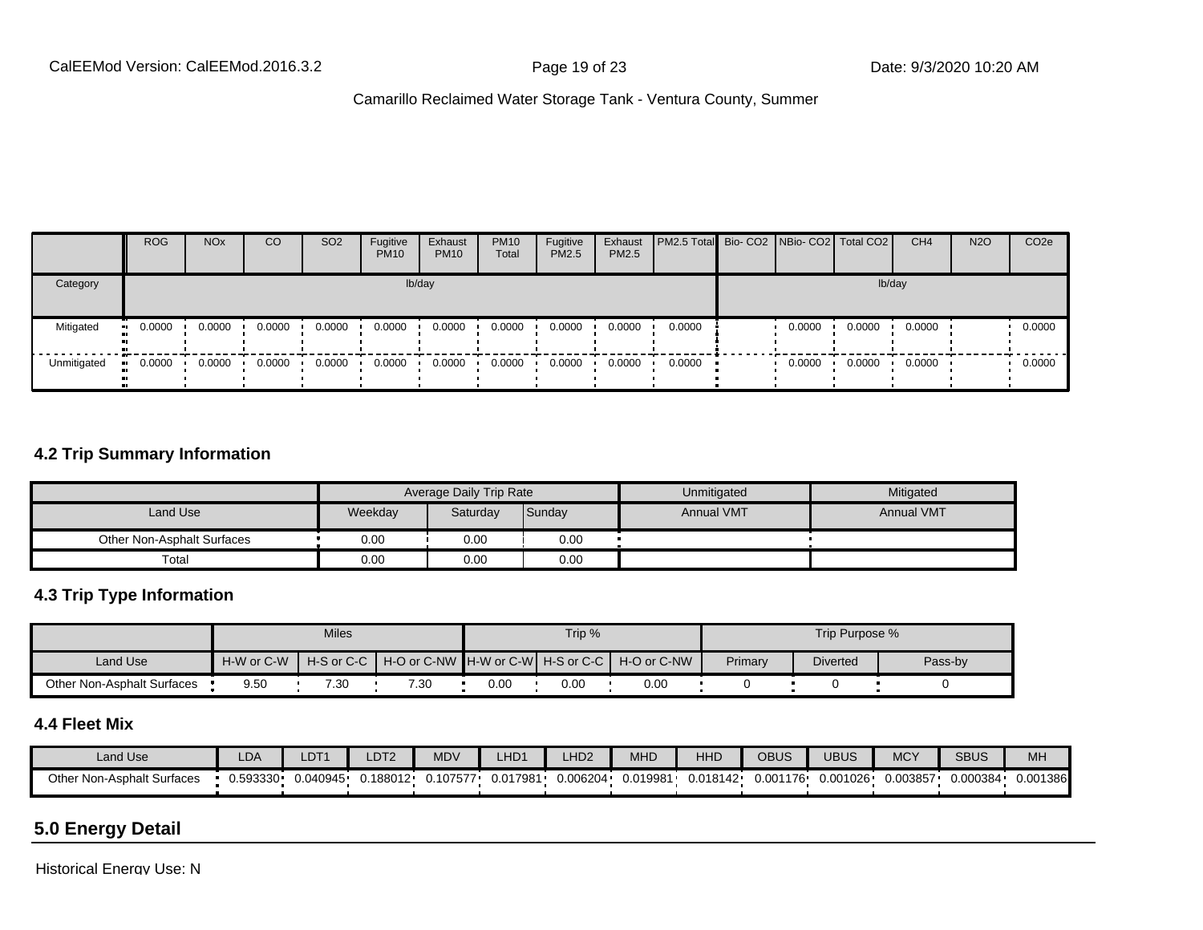| | ROG | NOx | CO | SO2 | Fugitive PM10 | Exhaust PM10 | PM10 Total | Fugitive PM2.5 | Exhaust PM2.5 | PM2.5 Total | Bio- CO2 | NBio- CO2 | Total CO2 | CH4 | N2O | CO2e |
|---|---|---|---|---|---|---|---|---|---|---|---|---|---|---|---|---|
| Category | lb/day | | | | | | | | | | lb/day | | | | | |
| Mitigated | 0.0000 | 0.0000 | 0.0000 | 0.0000 | 0.0000 | 0.0000 | 0.0000 | 0.0000 | 0.0000 | 0.0000 | | 0.0000 | 0.0000 | 0.0000 | | 0.0000 |
| Unmitigated | 0.0000 | 0.0000 | 0.0000 | 0.0000 | 0.0000 | 0.0000 | 0.0000 | 0.0000 | 0.0000 | 0.0000 | | 0.0000 | 0.0000 | 0.0000 | | 0.0000 |

### 4.2 Trip Summary Information

| | Average Daily Trip Rate | | | Unmitigated | Mitigated |
|---|---|---|---|---|---|
| Land Use | Weekday | Saturday | Sunday | Annual VMT | Annual VMT |
| Other Non-Asphalt Surfaces | 0.00 | 0.00 | 0.00 | | |
| Total | 0.00 | 0.00 | 0.00 | | |

### 4.3 Trip Type Information

| | Miles | | | Trip % | | | Trip Purpose % | | |
|---|---|---|---|---|---|---|---|---|---|
| Land Use | H-W or C-W | H-S or C-C | H-O or C-NW | H-W or C-W | H-S or C-C | H-O or C-NW | Primary | Diverted | Pass-by |
| Other Non-Asphalt Surfaces | 9.50 | 7.30 | 7.30 | 0.00 | 0.00 | 0.00 | 0 | 0 | 0 |

### 4.4 Fleet Mix

| Land Use | LDA | LDT1 | LDT2 | MDV | LHD1 | LHD2 | MHD | HHD | OBUS | UBUS | MCY | SBUS | MH |
|---|---|---|---|---|---|---|---|---|---|---|---|---|---|
| Other Non-Asphalt Surfaces | 0.593330 | 0.040945 | 0.188012 | 0.107577 | 0.017981 | 0.006204 | 0.019981 | 0.018142 | 0.001176 | 0.001026 | 0.003857 | 0.000384 | 0.001386 |

## 5.0 Energy Detail

Historical Energy Use: N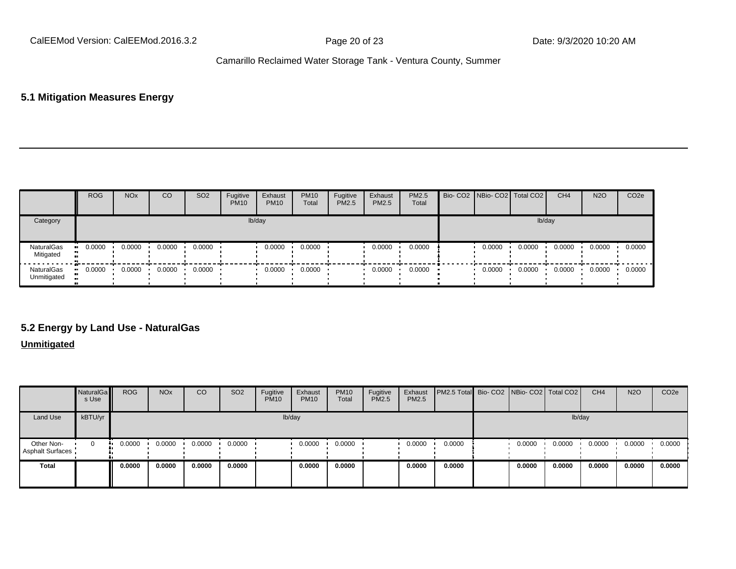## 5.1 Mitigation Measures Energy

| | ROG | NOx | CO | SO2 | Fugitive PM10 | Exhaust PM10 | PM10 Total | Fugitive PM2.5 | Exhaust PM2.5 | PM2.5 Total | Bio- CO2 | NBio- CO2 | Total CO2 | CH4 | N2O | CO2e |
|---|---|---|---|---|---|---|---|---|---|---|---|---|---|---|---|---|
| Category | | | | | | lb/day | | | | | | | | lb/day | | |
| NaturalGas Mitigated | 0.0000 | 0.0000 | 0.0000 | 0.0000 | | 0.0000 | 0.0000 | | 0.0000 | 0.0000 | | 0.0000 | 0.0000 | 0.0000 | 0.0000 | 0.0000 |
| NaturalGas Unmitigated | 0.0000 | 0.0000 | 0.0000 | 0.0000 | | 0.0000 | 0.0000 | | 0.0000 | 0.0000 | | 0.0000 | 0.0000 | 0.0000 | 0.0000 | 0.0000 |

## 5.2 Energy by Land Use - NaturalGas

**Unmitigated**

| | NaturalGas Use | ROG | NOx | CO | SO2 | Fugitive PM10 | Exhaust PM10 | PM10 Total | Fugitive PM2.5 | Exhaust PM2.5 | PM2.5 Total | Bio- CO2 | NBio- CO2 | Total CO2 | CH4 | N2O | CO2e |
|---|---|---|---|---|---|---|---|---|---|---|---|---|---|---|---|---|---|
| Land Use | kBTU/yr | | | | | lb/day | | | | | | | | | lb/day | | |
| Other Non-Asphalt Surfaces | 0 | 0.0000 | 0.0000 | 0.0000 | 0.0000 | | 0.0000 | 0.0000 | | 0.0000 | 0.0000 | | 0.0000 | 0.0000 | 0.0000 | 0.0000 | 0.0000 |
| **Total** | | **0.0000** | **0.0000** | **0.0000** | **0.0000** | | **0.0000** | **0.0000** | | **0.0000** | **0.0000** | | **0.0000** | **0.0000** | **0.0000** | **0.0000** | **0.0000** |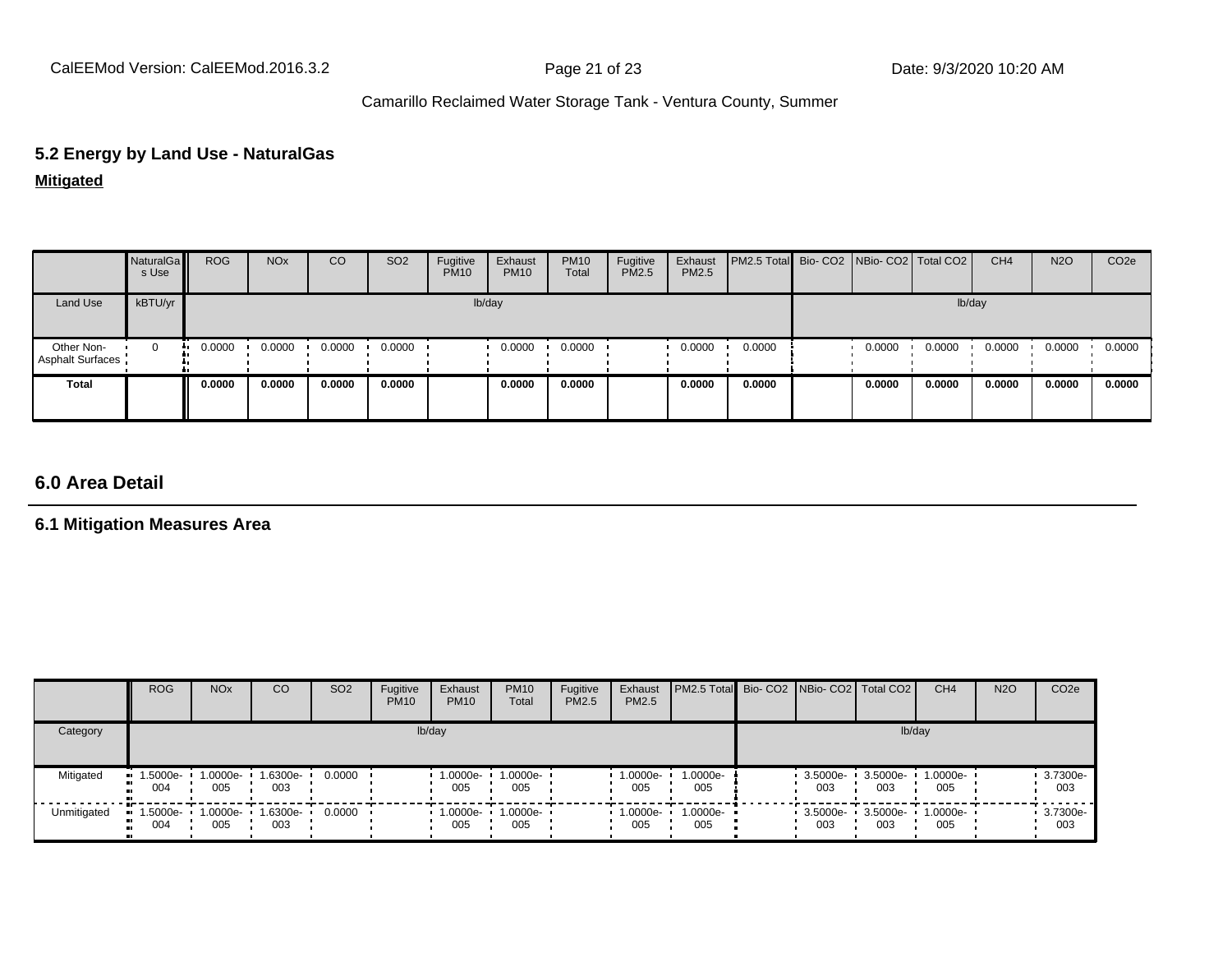## 5.2 Energy by Land Use - NaturalGas

**Mitigated**

| | NaturalGas Use | ROG | NOx | CO | SO2 | Fugitive PM10 | Exhaust PM10 | PM10 Total | Fugitive PM2.5 | Exhaust PM2.5 | PM2.5 Total | Bio- CO2 | NBio- CO2 | Total CO2 | CH4 | N2O | CO2e |
|---|---|---|---|---|---|---|---|---|---|---|---|---|---|---|---|---|---|
| Land Use | kBTU/yr | lb/day | | | | | | | | | | lb/day | | | | | |
| Other Non-Asphalt Surfaces | 0 | 0.0000 | 0.0000 | 0.0000 | 0.0000 | | 0.0000 | 0.0000 | | 0.0000 | 0.0000 | | 0.0000 | 0.0000 | 0.0000 | 0.0000 | 0.0000 |
| **Total** | | **0.0000** | **0.0000** | **0.0000** | **0.0000** | | **0.0000** | **0.0000** | | **0.0000** | **0.0000** | | **0.0000** | **0.0000** | **0.0000** | **0.0000** | **0.0000** |

## 6.0 Area Detail

### 6.1 Mitigation Measures Area

| | ROG | NOx | CO | SO2 | Fugitive PM10 | Exhaust PM10 | PM10 Total | Fugitive PM2.5 | Exhaust PM2.5 | PM2.5 Total | Bio- CO2 | NBio- CO2 | Total CO2 | CH4 | N2O | CO2e |
|---|---|---|---|---|---|---|---|---|---|---|---|---|---|---|---|---|
| Category | lb/day | | | | | | | | | | lb/day | | | | | |
| Mitigated | 1.5000e-004 | 1.0000e-005 | 1.6300e-003 | 0.0000 | | 1.0000e-005 | 1.0000e-005 | | 1.0000e-005 | 1.0000e-005 | | 3.5000e-003 | 3.5000e-003 | 1.0000e-005 | | 3.7300e-003 |
| Unmitigated | 1.5000e-004 | 1.0000e-005 | 1.6300e-003 | 0.0000 | | 1.0000e-005 | 1.0000e-005 | | 1.0000e-005 | 1.0000e-005 | | 3.5000e-003 | 3.5000e-003 | 1.0000e-005 | | 3.7300e-003 |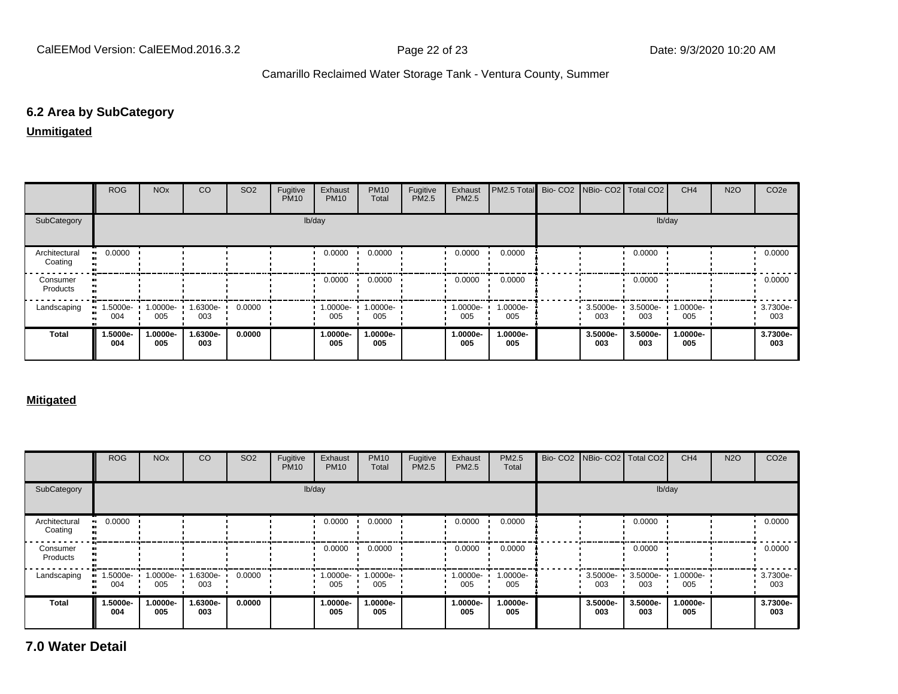## 6.2 Area by SubCategory

**Unmitigated**

| | ROG | NOx | CO | SO2 | Fugitive PM10 | Exhaust PM10 | PM10 Total | Fugitive PM2.5 | Exhaust PM2.5 | PM2.5 Total | Bio- CO2 | NBio- CO2 | Total CO2 | CH4 | N2O | CO2e |
|---|---|---|---|---|---|---|---|---|---|---|---|---|---|---|---|---|
| SubCategory | lb/day | | | | | | | | | | lb/day | | | | | |
| Architectural Coating | 0.0000 | | | | | 0.0000 | 0.0000 | | 0.0000 | 0.0000 | | | 0.0000 | | | 0.0000 |
| Consumer Products | | | | | | 0.0000 | 0.0000 | | 0.0000 | 0.0000 | | | 0.0000 | | | 0.0000 |
| Landscaping | 1.5000e-004 | 1.0000e-005 | 1.6300e-003 | 0.0000 | | 1.0000e-005 | 1.0000e-005 | | 1.0000e-005 | 1.0000e-005 | | 3.5000e-003 | 3.5000e-003 | 1.0000e-005 | | 3.7300e-003 |
| **Total** | **1.5000e-004** | **1.0000e-005** | **1.6300e-003** | **0.0000** | | **1.0000e-005** | **1.0000e-005** | | **1.0000e-005** | **1.0000e-005** | | **3.5000e-003** | **3.5000e-003** | **1.0000e-005** | | **3.7300e-003** |

**Mitigated**

| | ROG | NOx | CO | SO2 | Fugitive PM10 | Exhaust PM10 | PM10 Total | Fugitive PM2.5 | Exhaust PM2.5 | PM2.5 Total | Bio- CO2 | NBio- CO2 | Total CO2 | CH4 | N2O | CO2e |
|---|---|---|---|---|---|---|---|---|---|---|---|---|---|---|---|---|
| SubCategory | lb/day | | | | | | | | | | lb/day | | | | | |
| Architectural Coating | 0.0000 | | | | | 0.0000 | 0.0000 | | 0.0000 | 0.0000 | | | 0.0000 | | | 0.0000 |
| Consumer Products | | | | | | 0.0000 | 0.0000 | | 0.0000 | 0.0000 | | | 0.0000 | | | 0.0000 |
| Landscaping | 1.5000e-004 | 1.0000e-005 | 1.6300e-003 | 0.0000 | | 1.0000e-005 | 1.0000e-005 | | 1.0000e-005 | 1.0000e-005 | | 3.5000e-003 | 3.5000e-003 | 1.0000e-005 | | 3.7300e-003 |
| **Total** | **1.5000e-004** | **1.0000e-005** | **1.6300e-003** | **0.0000** | | **1.0000e-005** | **1.0000e-005** | | **1.0000e-005** | **1.0000e-005** | | **3.5000e-003** | **3.5000e-003** | **1.0000e-005** | | **3.7300e-003** |

# 7.0 Water Detail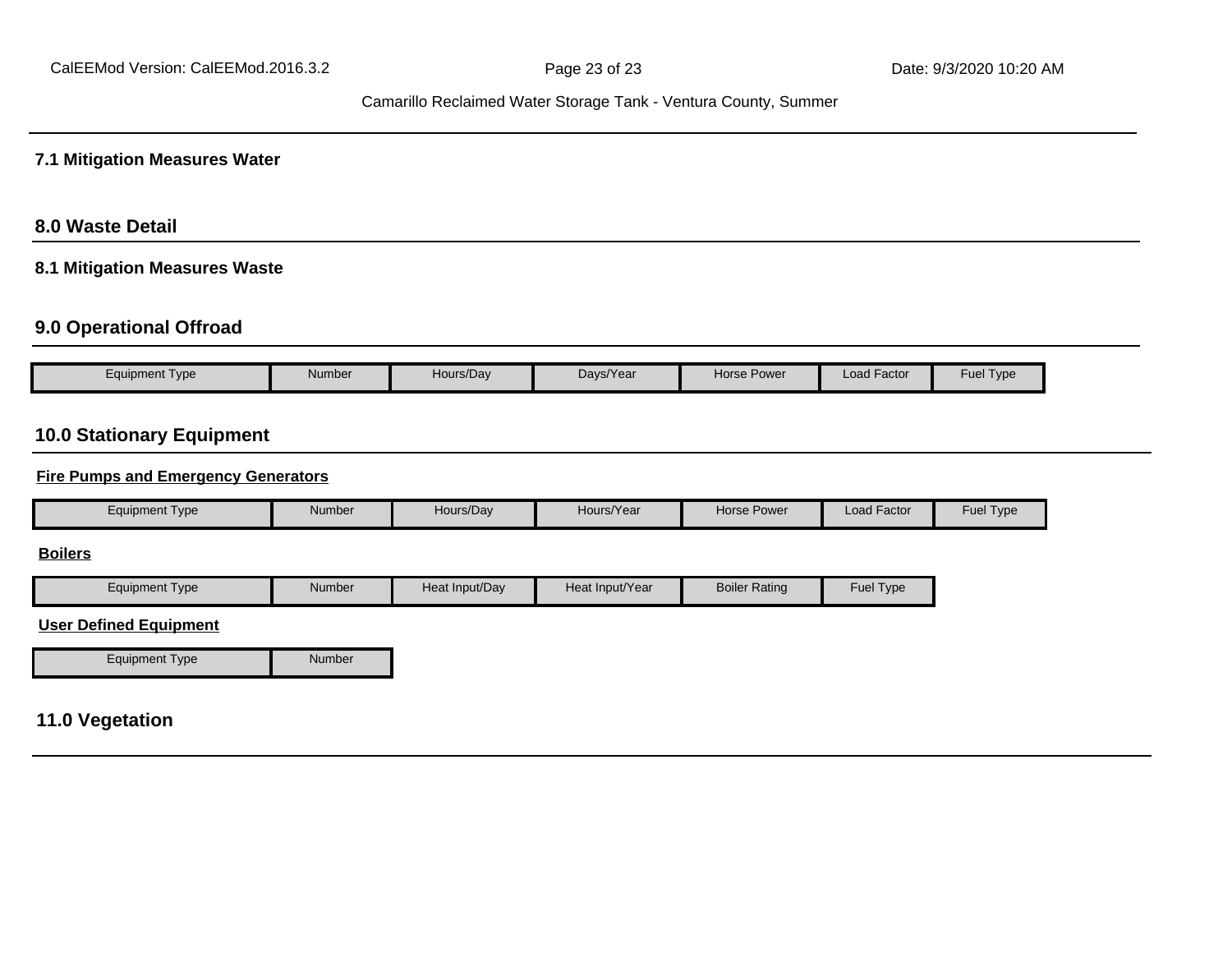### 7.1 Mitigation Measures Water

## 8.0 Waste Detail

### 8.1 Mitigation Measures Waste

## 9.0 Operational Offroad

| Equipment Type | Number | Hours/Day | Days/Year | Horse Power | Load Factor | Fuel Type |
|---|---|---|---|---|---|---|

## 10.0 Stationary Equipment

**Fire Pumps and Emergency Generators**

| Equipment Type | Number | Hours/Day | Hours/Year | Horse Power | Load Factor | Fuel Type |
|---|---|---|---|---|---|---|

**Boilers**

| Equipment Type | Number | Heat Input/Day | Heat Input/Year | Boiler Rating | Fuel Type |
|---|---|---|---|---|---|

**User Defined Equipment**

| Equipment Type | Number |
|---|---|

## 11.0 Vegetation